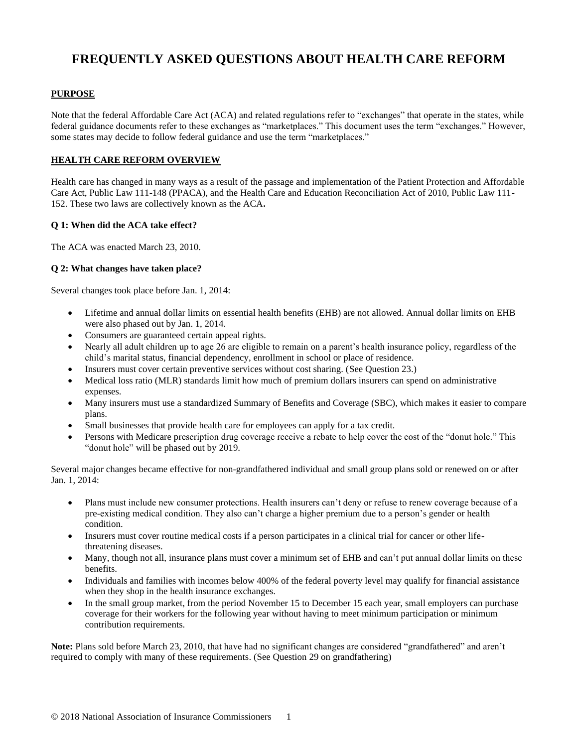# FREQUENTLY ASKED QUESTIONS ABOUT HEALTH CARE REFORM

## PURPOSE

Note that the federal Affordable Care Act (ACA) and related regulations refer to "exchanges" that operate in the states, while federal guidance documents refer to these exchanges as "marketplaces." This document uses the term "exchanges." However, some states may decide to follow federal guidance and use the term "marketplaces."

## HEALTH CARE REFORM OVERVIEW

Health care has changed in many ways as a result of the passage and implementation of the Patient Protection and Affordable Care Act, Public Law 111-148 (PPACA), and the Health Care and Education Reconciliation Act of 2010, Public Law 111-152. These two laws are collectively known as the ACA**.**

### Q 1: When did the ACA take effect?

The ACA was enacted March 23, 2010.

### Q 2: What changes have taken place?

Several changes took place before Jan. 1, 2014:

- Lifetime and annual dollar limits on essential health benefits (EHB) are not allowed. Annual dollar limits on EHB were also phased out by Jan. 1, 2014.
- Consumers are guaranteed certain appeal rights.
- Nearly all adult children up to age 26 are eligible to remain on a parent's health insurance policy, regardless of the child's marital status, financial dependency, enrollment in school or place of residence.
- Insurers must cover certain preventive services without cost sharing. (See Question 23.)
- Medical loss ratio (MLR) standards limit how much of premium dollars insurers can spend on administrative expenses.
- Many insurers must use a standardized Summary of Benefits and Coverage (SBC), which makes it easier to compare plans.
- Small businesses that provide health care for employees can apply for a tax credit.
- Persons with Medicare prescription drug coverage receive a rebate to help cover the cost of the "donut hole." This "donut hole" will be phased out by 2019.

Several major changes became effective for non-grandfathered individual and small group plans sold or renewed on or after Jan. 1, 2014:

- Plans must include new consumer protections. Health insurers can't deny or refuse to renew coverage because of a pre-existing medical condition. They also can't charge a higher premium due to a person's gender or health condition.
- Insurers must cover routine medical costs if a person participates in a clinical trial for cancer or other life-threatening diseases.
- Many, though not all, insurance plans must cover a minimum set of EHB and can't put annual dollar limits on these benefits.
- Individuals and families with incomes below 400% of the federal poverty level may qualify for financial assistance when they shop in the health insurance exchanges.
- In the small group market, from the period November 15 to December 15 each year, small employers can purchase coverage for their workers for the following year without having to meet minimum participation or minimum contribution requirements.

**Note:** Plans sold before March 23, 2010, that have had no significant changes are considered "grandfathered" and aren't required to comply with many of these requirements. (See Question 29 on grandfathering)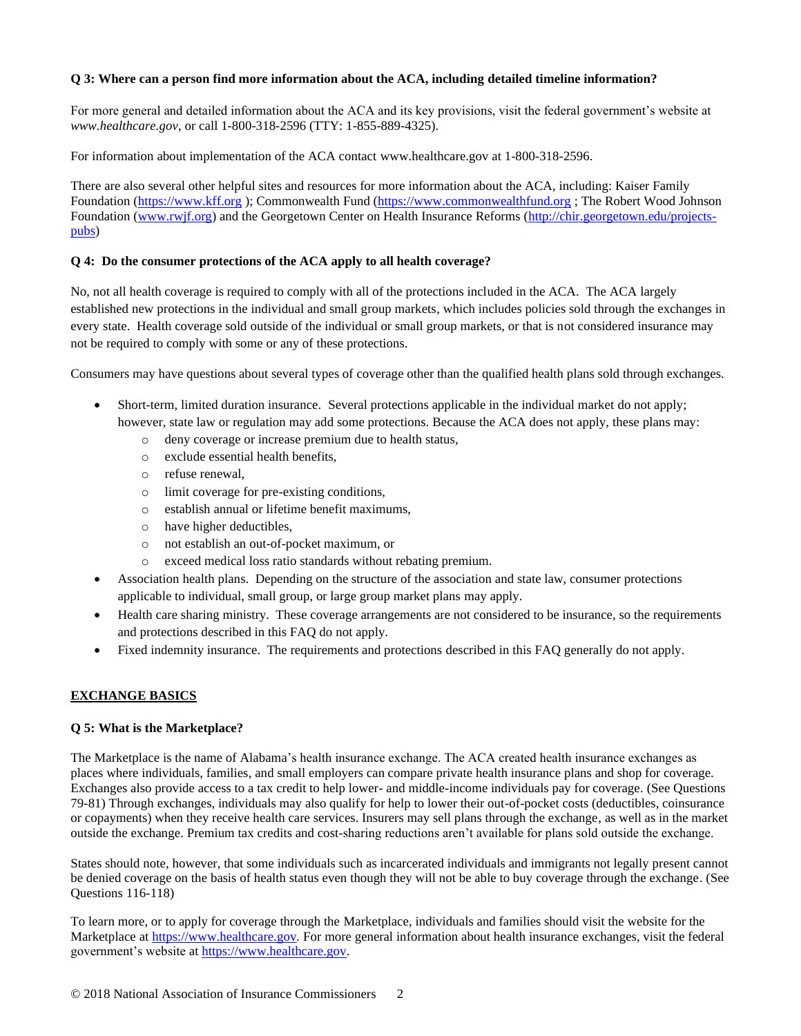**Q 3: Where can a person find more information about the ACA, including detailed timeline information?**

For more general and detailed information about the ACA and its key provisions, visit the federal government's website at *www.healthcare.gov*, or call 1-800-318-2596 (TTY: 1-855-889-4325).

For information about implementation of the ACA contact www.healthcare.gov at 1-800-318-2596.

There are also several other helpful sites and resources for more information about the ACA, including: Kaiser Family Foundation (https://www.kff.org ); Commonwealth Fund (https://www.commonwealthfund.org ; The Robert Wood Johnson Foundation (www.rwjf.org) and the Georgetown Center on Health Insurance Reforms (http://chir.georgetown.edu/projects-pubs)

**Q 4: Do the consumer protections of the ACA apply to all health coverage?**

No, not all health coverage is required to comply with all of the protections included in the ACA. The ACA largely established new protections in the individual and small group markets, which includes policies sold through the exchanges in every state. Health coverage sold outside of the individual or small group markets, or that is not considered insurance may not be required to comply with some or any of these protections.

Consumers may have questions about several types of coverage other than the qualified health plans sold through exchanges.

- Short-term, limited duration insurance. Several protections applicable in the individual market do not apply; however, state law or regulation may add some protections. Because the ACA does not apply, these plans may:
    - deny coverage or increase premium due to health status,
    - exclude essential health benefits,
    - refuse renewal,
    - limit coverage for pre-existing conditions,
    - establish annual or lifetime benefit maximums,
    - have higher deductibles,
    - not establish an out-of-pocket maximum, or
    - exceed medical loss ratio standards without rebating premium.
- Association health plans. Depending on the structure of the association and state law, consumer protections applicable to individual, small group, or large group market plans may apply.
- Health care sharing ministry. These coverage arrangements are not considered to be insurance, so the requirements and protections described in this FAQ do not apply.
- Fixed indemnity insurance. The requirements and protections described in this FAQ generally do not apply.

## EXCHANGE BASICS

**Q 5: What is the Marketplace?**

The Marketplace is the name of Alabama's health insurance exchange. The ACA created health insurance exchanges as places where individuals, families, and small employers can compare private health insurance plans and shop for coverage. Exchanges also provide access to a tax credit to help lower- and middle-income individuals pay for coverage. (See Questions 79-81) Through exchanges, individuals may also qualify for help to lower their out-of-pocket costs (deductibles, coinsurance or copayments) when they receive health care services. Insurers may sell plans through the exchange, as well as in the market outside the exchange. Premium tax credits and cost-sharing reductions aren't available for plans sold outside the exchange.

States should note, however, that some individuals such as incarcerated individuals and immigrants not legally present cannot be denied coverage on the basis of health status even though they will not be able to buy coverage through the exchange. (See Questions 116-118)

To learn more, or to apply for coverage through the Marketplace, individuals and families should visit the website for the Marketplace at https://www.healthcare.gov. For more general information about health insurance exchanges, visit the federal government's website at https://www.healthcare.gov.

© 2018 National Association of Insurance Commissioners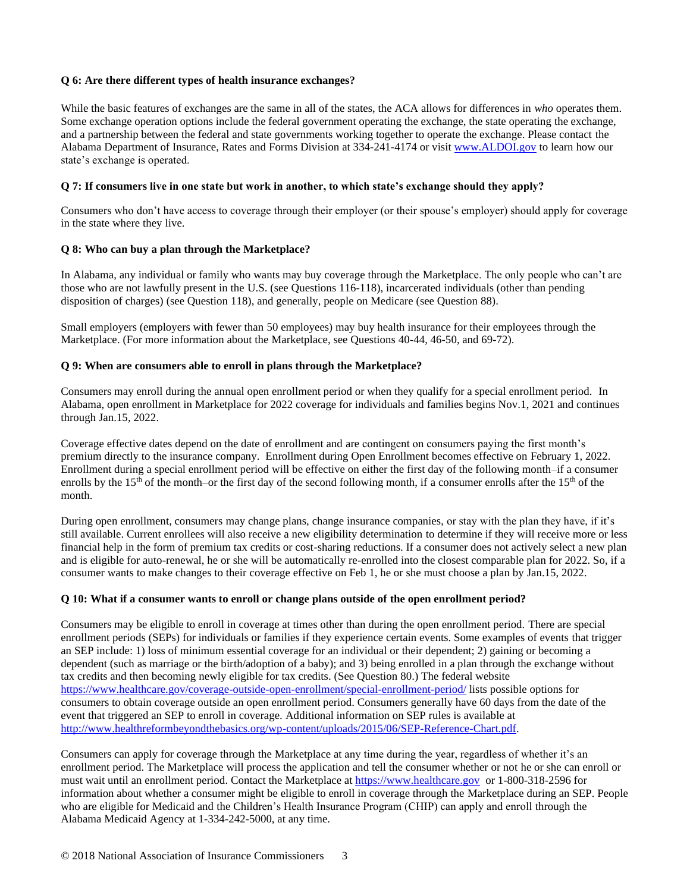**Q 6: Are there different types of health insurance exchanges?**

While the basic features of exchanges are the same in all of the states, the ACA allows for differences in *who* operates them. Some exchange operation options include the federal government operating the exchange, the state operating the exchange, and a partnership between the federal and state governments working together to operate the exchange. Please contact the Alabama Department of Insurance, Rates and Forms Division at 334-241-4174 or visit [www.ALDOI.gov](http://www.ALDOI.gov) to learn how our state's exchange is operated.

**Q 7: If consumers live in one state but work in another, to which state's exchange should they apply?**

Consumers who don't have access to coverage through their employer (or their spouse's employer) should apply for coverage in the state where they live.

**Q 8: Who can buy a plan through the Marketplace?**

In Alabama, any individual or family who wants may buy coverage through the Marketplace. The only people who can't are those who are not lawfully present in the U.S. (see Questions 116-118), incarcerated individuals (other than pending disposition of charges) (see Question 118), and generally, people on Medicare (see Question 88).

Small employers (employers with fewer than 50 employees) may buy health insurance for their employees through the Marketplace. (For more information about the Marketplace, see Questions 40-44, 46-50, and 69-72).

**Q 9: When are consumers able to enroll in plans through the Marketplace?**

Consumers may enroll during the annual open enrollment period or when they qualify for a special enrollment period. In Alabama, open enrollment in Marketplace for 2022 coverage for individuals and families begins Nov.1, 2021 and continues through Jan.15, 2022.

Coverage effective dates depend on the date of enrollment and are contingent on consumers paying the first month's premium directly to the insurance company. Enrollment during Open Enrollment becomes effective on February 1, 2022. Enrollment during a special enrollment period will be effective on either the first day of the following month–if a consumer enrolls by the 15th of the month–or the first day of the second following month, if a consumer enrolls after the 15th of the month.

During open enrollment, consumers may change plans, change insurance companies, or stay with the plan they have, if it's still available. Current enrollees will also receive a new eligibility determination to determine if they will receive more or less financial help in the form of premium tax credits or cost-sharing reductions. If a consumer does not actively select a new plan and is eligible for auto-renewal, he or she will be automatically re-enrolled into the closest comparable plan for 2022. So, if a consumer wants to make changes to their coverage effective on Feb 1, he or she must choose a plan by Jan.15, 2022.

**Q 10: What if a consumer wants to enroll or change plans outside of the open enrollment period?**

Consumers may be eligible to enroll in coverage at times other than during the open enrollment period. There are special enrollment periods (SEPs) for individuals or families if they experience certain events. Some examples of events that trigger an SEP include: 1) loss of minimum essential coverage for an individual or their dependent; 2) gaining or becoming a dependent (such as marriage or the birth/adoption of a baby); and 3) being enrolled in a plan through the exchange without tax credits and then becoming newly eligible for tax credits. (See Question 80.) The federal website [https://www.healthcare.gov/coverage-outside-open-enrollment/special-enrollment-period/](https://www.healthcare.gov/coverage-outside-open-enrollment/special-enrollment-period/) lists possible options for consumers to obtain coverage outside an open enrollment period. Consumers generally have 60 days from the date of the event that triggered an SEP to enroll in coverage. Additional information on SEP rules is available at [http://www.healthreformbeyondthebasics.org/wp-content/uploads/2015/06/SEP-Reference-Chart.pdf](http://www.healthreformbeyondthebasics.org/wp-content/uploads/2015/06/SEP-Reference-Chart.pdf).

Consumers can apply for coverage through the Marketplace at any time during the year, regardless of whether it's an enrollment period. The Marketplace will process the application and tell the consumer whether or not he or she can enroll or must wait until an enrollment period. Contact the Marketplace at [https://www.healthcare.gov](https://www.healthcare.gov) or 1-800-318-2596 for information about whether a consumer might be eligible to enroll in coverage through the Marketplace during an SEP. People who are eligible for Medicaid and the Children's Health Insurance Program (CHIP) can apply and enroll through the Alabama Medicaid Agency at 1-334-242-5000, at any time.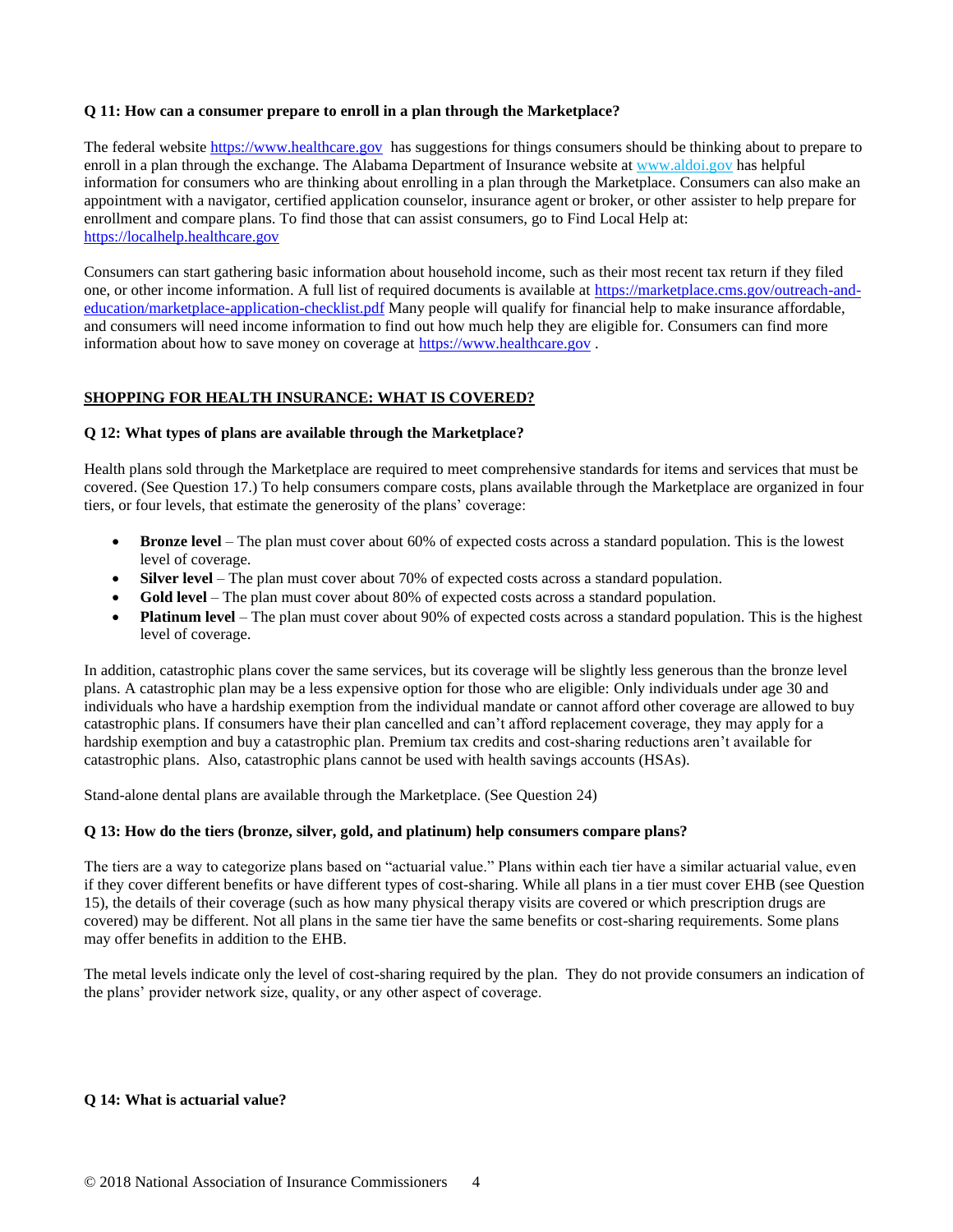**Q 11: How can a consumer prepare to enroll in a plan through the Marketplace?**

The federal website https://www.healthcare.gov has suggestions for things consumers should be thinking about to prepare to enroll in a plan through the exchange. The Alabama Department of Insurance website at www.aldoi.gov has helpful information for consumers who are thinking about enrolling in a plan through the Marketplace. Consumers can also make an appointment with a navigator, certified application counselor, insurance agent or broker, or other assister to help prepare for enrollment and compare plans. To find those that can assist consumers, go to Find Local Help at: https://localhelp.healthcare.gov

Consumers can start gathering basic information about household income, such as their most recent tax return if they filed one, or other income information. A full list of required documents is available at https://marketplace.cms.gov/outreach-and-education/marketplace-application-checklist.pdf Many people will qualify for financial help to make insurance affordable, and consumers will need income information to find out how much help they are eligible for. Consumers can find more information about how to save money on coverage at https://www.healthcare.gov .

## SHOPPING FOR HEALTH INSURANCE: WHAT IS COVERED?

**Q 12: What types of plans are available through the Marketplace?**

Health plans sold through the Marketplace are required to meet comprehensive standards for items and services that must be covered. (See Question 17.) To help consumers compare costs, plans available through the Marketplace are organized in four tiers, or four levels, that estimate the generosity of the plans' coverage:

- **Bronze level** – The plan must cover about 60% of expected costs across a standard population. This is the lowest level of coverage.
- **Silver level** – The plan must cover about 70% of expected costs across a standard population.
- **Gold level** – The plan must cover about 80% of expected costs across a standard population.
- **Platinum level** – The plan must cover about 90% of expected costs across a standard population. This is the highest level of coverage.

In addition, catastrophic plans cover the same services, but its coverage will be slightly less generous than the bronze level plans. A catastrophic plan may be a less expensive option for those who are eligible: Only individuals under age 30 and individuals who have a hardship exemption from the individual mandate or cannot afford other coverage are allowed to buy catastrophic plans. If consumers have their plan cancelled and can't afford replacement coverage, they may apply for a hardship exemption and buy a catastrophic plan. Premium tax credits and cost-sharing reductions aren't available for catastrophic plans. Also, catastrophic plans cannot be used with health savings accounts (HSAs).

Stand-alone dental plans are available through the Marketplace. (See Question 24)

**Q 13: How do the tiers (bronze, silver, gold, and platinum) help consumers compare plans?**

The tiers are a way to categorize plans based on "actuarial value." Plans within each tier have a similar actuarial value, even if they cover different benefits or have different types of cost-sharing. While all plans in a tier must cover EHB (see Question 15), the details of their coverage (such as how many physical therapy visits are covered or which prescription drugs are covered) may be different. Not all plans in the same tier have the same benefits or cost-sharing requirements. Some plans may offer benefits in addition to the EHB.

The metal levels indicate only the level of cost-sharing required by the plan. They do not provide consumers an indication of the plans' provider network size, quality, or any other aspect of coverage.

**Q 14: What is actuarial value?**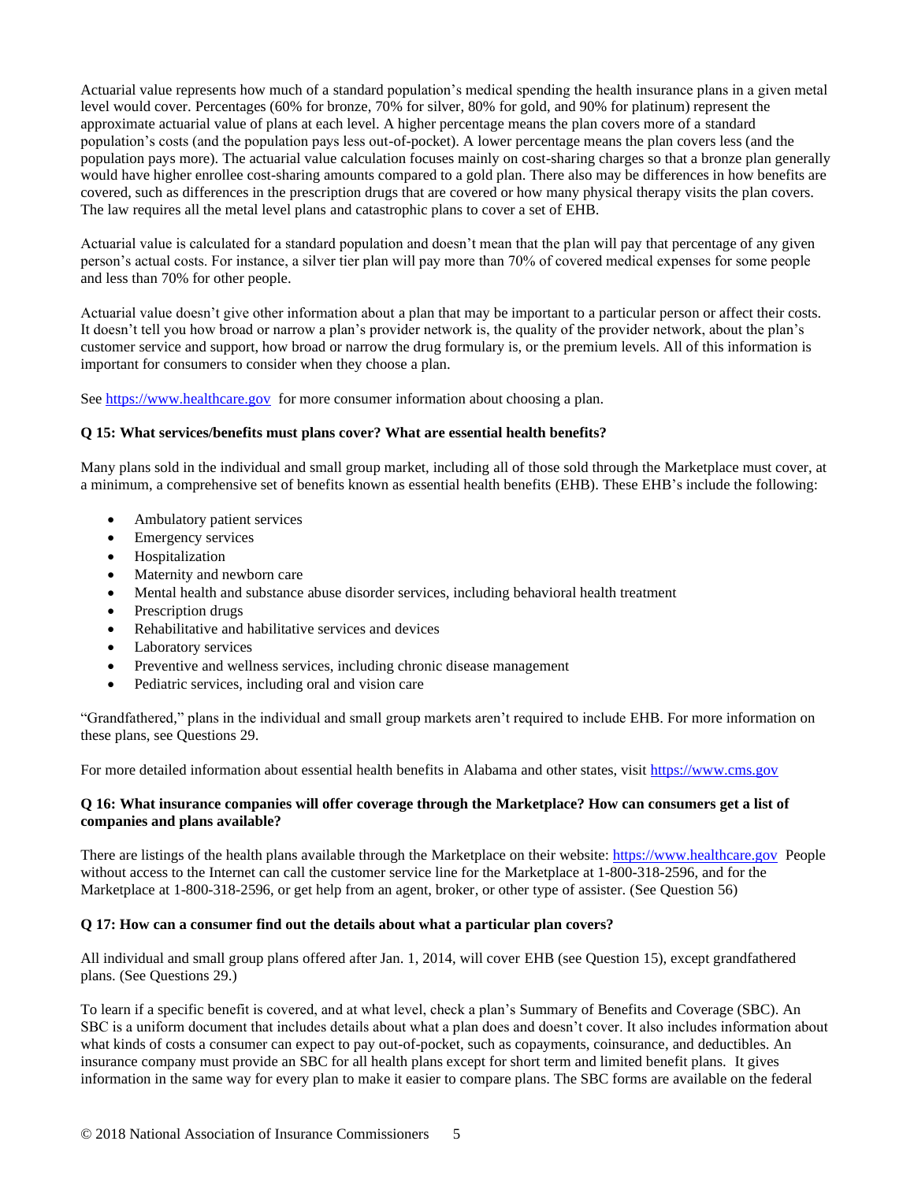Actuarial value represents how much of a standard population's medical spending the health insurance plans in a given metal level would cover. Percentages (60% for bronze, 70% for silver, 80% for gold, and 90% for platinum) represent the approximate actuarial value of plans at each level. A higher percentage means the plan covers more of a standard population's costs (and the population pays less out-of-pocket). A lower percentage means the plan covers less (and the population pays more). The actuarial value calculation focuses mainly on cost-sharing charges so that a bronze plan generally would have higher enrollee cost-sharing amounts compared to a gold plan. There also may be differences in how benefits are covered, such as differences in the prescription drugs that are covered or how many physical therapy visits the plan covers. The law requires all the metal level plans and catastrophic plans to cover a set of EHB.

Actuarial value is calculated for a standard population and doesn't mean that the plan will pay that percentage of any given person's actual costs. For instance, a silver tier plan will pay more than 70% of covered medical expenses for some people and less than 70% for other people.

Actuarial value doesn't give other information about a plan that may be important to a particular person or affect their costs. It doesn't tell you how broad or narrow a plan's provider network is, the quality of the provider network, about the plan's customer service and support, how broad or narrow the drug formulary is, or the premium levels. All of this information is important for consumers to consider when they choose a plan.

See https://www.healthcare.gov for more consumer information about choosing a plan.

**Q 15: What services/benefits must plans cover? What are essential health benefits?**

Many plans sold in the individual and small group market, including all of those sold through the Marketplace must cover, at a minimum, a comprehensive set of benefits known as essential health benefits (EHB). These EHB's include the following:

- Ambulatory patient services
- Emergency services
- Hospitalization
- Maternity and newborn care
- Mental health and substance abuse disorder services, including behavioral health treatment
- Prescription drugs
- Rehabilitative and habilitative services and devices
- Laboratory services
- Preventive and wellness services, including chronic disease management
- Pediatric services, including oral and vision care

"Grandfathered," plans in the individual and small group markets aren't required to include EHB. For more information on these plans, see Questions 29.

For more detailed information about essential health benefits in Alabama and other states, visit https://www.cms.gov

**Q 16: What insurance companies will offer coverage through the Marketplace? How can consumers get a list of companies and plans available?**

There are listings of the health plans available through the Marketplace on their website: https://www.healthcare.gov People without access to the Internet can call the customer service line for the Marketplace at 1-800-318-2596, and for the Marketplace at 1-800-318-2596, or get help from an agent, broker, or other type of assister. (See Question 56)

**Q 17: How can a consumer find out the details about what a particular plan covers?**

All individual and small group plans offered after Jan. 1, 2014, will cover EHB (see Question 15), except grandfathered plans. (See Questions 29.)

To learn if a specific benefit is covered, and at what level, check a plan's Summary of Benefits and Coverage (SBC). An SBC is a uniform document that includes details about what a plan does and doesn't cover. It also includes information about what kinds of costs a consumer can expect to pay out-of-pocket, such as copayments, coinsurance, and deductibles. An insurance company must provide an SBC for all health plans except for short term and limited benefit plans. It gives information in the same way for every plan to make it easier to compare plans. The SBC forms are available on the federal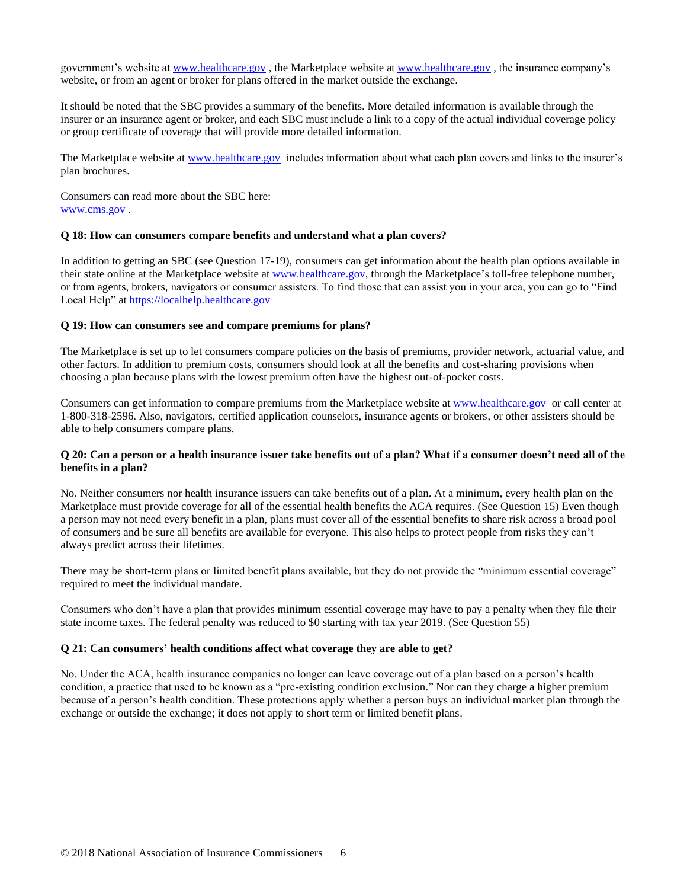government's website at [www.healthcare.gov](http://www.healthcare.gov) , the Marketplace website at [www.healthcare.gov](http://www.healthcare.gov) , the insurance company's website, or from an agent or broker for plans offered in the market outside the exchange.

It should be noted that the SBC provides a summary of the benefits. More detailed information is available through the insurer or an insurance agent or broker, and each SBC must include a link to a copy of the actual individual coverage policy or group certificate of coverage that will provide more detailed information.

The Marketplace website at [www.healthcare.gov](http://www.healthcare.gov) includes information about what each plan covers and links to the insurer's plan brochures.

Consumers can read more about the SBC here:
[www.cms.gov](http://www.cms.gov) .

**Q 18: How can consumers compare benefits and understand what a plan covers?**

In addition to getting an SBC (see Question 17-19), consumers can get information about the health plan options available in their state online at the Marketplace website at [www.healthcare.gov](http://www.healthcare.gov), through the Marketplace's toll-free telephone number, or from agents, brokers, navigators or consumer assisters. To find those that can assist you in your area, you can go to "Find Local Help" at [https://localhelp.healthcare.gov](https://localhelp.healthcare.gov)

**Q 19: How can consumers see and compare premiums for plans?**

The Marketplace is set up to let consumers compare policies on the basis of premiums, provider network, actuarial value, and other factors. In addition to premium costs, consumers should look at all the benefits and cost-sharing provisions when choosing a plan because plans with the lowest premium often have the highest out-of-pocket costs.

Consumers can get information to compare premiums from the Marketplace website at [www.healthcare.gov](http://www.healthcare.gov) or call center at 1-800-318-2596. Also, navigators, certified application counselors, insurance agents or brokers, or other assisters should be able to help consumers compare plans.

**Q 20: Can a person or a health insurance issuer take benefits out of a plan? What if a consumer doesn't need all of the benefits in a plan?**

No. Neither consumers nor health insurance issuers can take benefits out of a plan. At a minimum, every health plan on the Marketplace must provide coverage for all of the essential health benefits the ACA requires. (See Question 15) Even though a person may not need every benefit in a plan, plans must cover all of the essential benefits to share risk across a broad pool of consumers and be sure all benefits are available for everyone. This also helps to protect people from risks they can't always predict across their lifetimes.

There may be short-term plans or limited benefit plans available, but they do not provide the "minimum essential coverage" required to meet the individual mandate.

Consumers who don't have a plan that provides minimum essential coverage may have to pay a penalty when they file their state income taxes. The federal penalty was reduced to $0 starting with tax year 2019. (See Question 55)

**Q 21: Can consumers' health conditions affect what coverage they are able to get?**

No. Under the ACA, health insurance companies no longer can leave coverage out of a plan based on a person's health condition, a practice that used to be known as a "pre-existing condition exclusion." Nor can they charge a higher premium because of a person's health condition. These protections apply whether a person buys an individual market plan through the exchange or outside the exchange; it does not apply to short term or limited benefit plans.

© 2018 National Association of Insurance Commissioners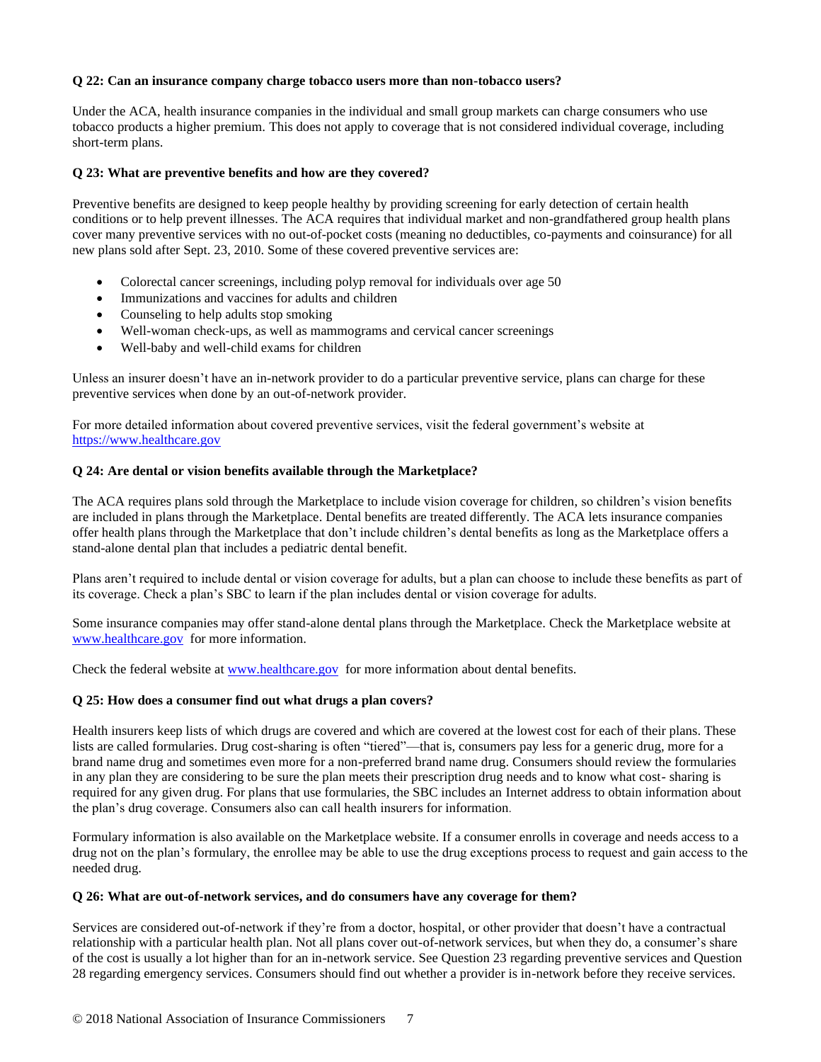**Q 22: Can an insurance company charge tobacco users more than non-tobacco users?**

Under the ACA, health insurance companies in the individual and small group markets can charge consumers who use tobacco products a higher premium. This does not apply to coverage that is not considered individual coverage, including short-term plans.

**Q 23: What are preventive benefits and how are they covered?**

Preventive benefits are designed to keep people healthy by providing screening for early detection of certain health conditions or to help prevent illnesses. The ACA requires that individual market and non-grandfathered group health plans cover many preventive services with no out-of-pocket costs (meaning no deductibles, co-payments and coinsurance) for all new plans sold after Sept. 23, 2010. Some of these covered preventive services are:

- Colorectal cancer screenings, including polyp removal for individuals over age 50
- Immunizations and vaccines for adults and children
- Counseling to help adults stop smoking
- Well-woman check-ups, as well as mammograms and cervical cancer screenings
- Well-baby and well-child exams for children

Unless an insurer doesn't have an in-network provider to do a particular preventive service, plans can charge for these preventive services when done by an out-of-network provider.

For more detailed information about covered preventive services, visit the federal government's website at https://www.healthcare.gov

**Q 24: Are dental or vision benefits available through the Marketplace?**

The ACA requires plans sold through the Marketplace to include vision coverage for children, so children's vision benefits are included in plans through the Marketplace. Dental benefits are treated differently. The ACA lets insurance companies offer health plans through the Marketplace that don't include children's dental benefits as long as the Marketplace offers a stand-alone dental plan that includes a pediatric dental benefit.

Plans aren't required to include dental or vision coverage for adults, but a plan can choose to include these benefits as part of its coverage. Check a plan's SBC to learn if the plan includes dental or vision coverage for adults.

Some insurance companies may offer stand-alone dental plans through the Marketplace. Check the Marketplace website at www.healthcare.gov for more information.

Check the federal website at www.healthcare.gov for more information about dental benefits.

**Q 25: How does a consumer find out what drugs a plan covers?**

Health insurers keep lists of which drugs are covered and which are covered at the lowest cost for each of their plans. These lists are called formularies. Drug cost-sharing is often "tiered"—that is, consumers pay less for a generic drug, more for a brand name drug and sometimes even more for a non-preferred brand name drug. Consumers should review the formularies in any plan they are considering to be sure the plan meets their prescription drug needs and to know what cost- sharing is required for any given drug. For plans that use formularies, the SBC includes an Internet address to obtain information about the plan's drug coverage. Consumers also can call health insurers for information.

Formulary information is also available on the Marketplace website. If a consumer enrolls in coverage and needs access to a drug not on the plan's formulary, the enrollee may be able to use the drug exceptions process to request and gain access to the needed drug.

**Q 26: What are out-of-network services, and do consumers have any coverage for them?**

Services are considered out-of-network if they're from a doctor, hospital, or other provider that doesn't have a contractual relationship with a particular health plan. Not all plans cover out-of-network services, but when they do, a consumer's share of the cost is usually a lot higher than for an in-network service. See Question 23 regarding preventive services and Question 28 regarding emergency services. Consumers should find out whether a provider is in-network before they receive services.

© 2018 National Association of Insurance Commissioners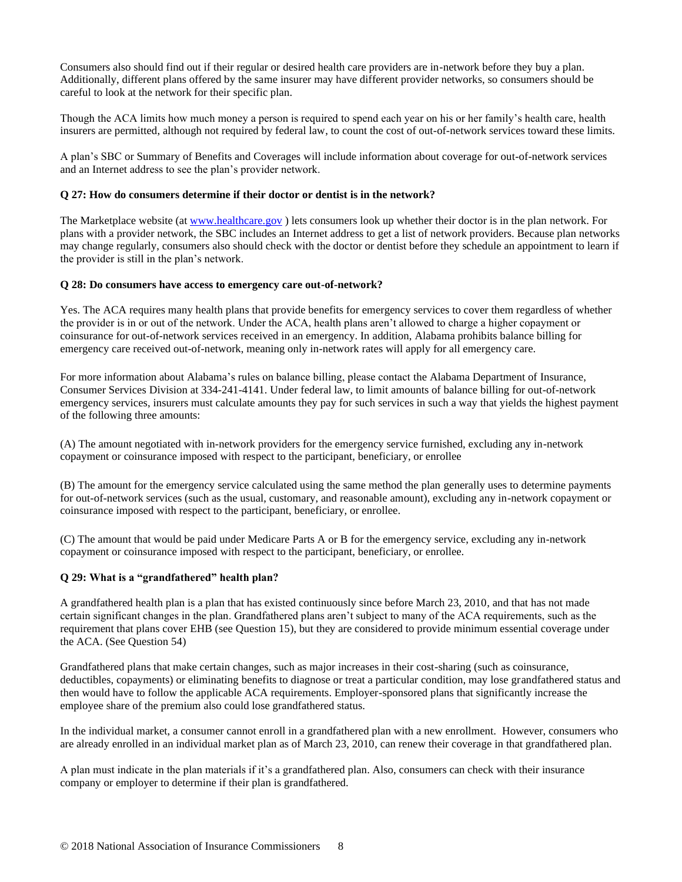Consumers also should find out if their regular or desired health care providers are in-network before they buy a plan. Additionally, different plans offered by the same insurer may have different provider networks, so consumers should be careful to look at the network for their specific plan.

Though the ACA limits how much money a person is required to spend each year on his or her family's health care, health insurers are permitted, although not required by federal law, to count the cost of out-of-network services toward these limits.

A plan's SBC or Summary of Benefits and Coverages will include information about coverage for out-of-network services and an Internet address to see the plan's provider network.

**Q 27: How do consumers determine if their doctor or dentist is in the network?**

The Marketplace website (at [www.healthcare.gov](http://www.healthcare.gov) ) lets consumers look up whether their doctor is in the plan network. For plans with a provider network, the SBC includes an Internet address to get a list of network providers. Because plan networks may change regularly, consumers also should check with the doctor or dentist before they schedule an appointment to learn if the provider is still in the plan's network.

**Q 28: Do consumers have access to emergency care out-of-network?**

Yes. The ACA requires many health plans that provide benefits for emergency services to cover them regardless of whether the provider is in or out of the network. Under the ACA, health plans aren't allowed to charge a higher copayment or coinsurance for out-of-network services received in an emergency. In addition, Alabama prohibits balance billing for emergency care received out-of-network, meaning only in-network rates will apply for all emergency care.

For more information about Alabama's rules on balance billing, please contact the Alabama Department of Insurance, Consumer Services Division at 334-241-4141. Under federal law, to limit amounts of balance billing for out-of-network emergency services, insurers must calculate amounts they pay for such services in such a way that yields the highest payment of the following three amounts:

(A) The amount negotiated with in-network providers for the emergency service furnished, excluding any in-network copayment or coinsurance imposed with respect to the participant, beneficiary, or enrollee

(B) The amount for the emergency service calculated using the same method the plan generally uses to determine payments for out-of-network services (such as the usual, customary, and reasonable amount), excluding any in-network copayment or coinsurance imposed with respect to the participant, beneficiary, or enrollee.

(C) The amount that would be paid under Medicare Parts A or B for the emergency service, excluding any in-network copayment or coinsurance imposed with respect to the participant, beneficiary, or enrollee.

**Q 29: What is a "grandfathered" health plan?**

A grandfathered health plan is a plan that has existed continuously since before March 23, 2010, and that has not made certain significant changes in the plan. Grandfathered plans aren't subject to many of the ACA requirements, such as the requirement that plans cover EHB (see Question 15), but they are considered to provide minimum essential coverage under the ACA. (See Question 54)

Grandfathered plans that make certain changes, such as major increases in their cost-sharing (such as coinsurance, deductibles, copayments) or eliminating benefits to diagnose or treat a particular condition, may lose grandfathered status and then would have to follow the applicable ACA requirements. Employer-sponsored plans that significantly increase the employee share of the premium also could lose grandfathered status.

In the individual market, a consumer cannot enroll in a grandfathered plan with a new enrollment. However, consumers who are already enrolled in an individual market plan as of March 23, 2010, can renew their coverage in that grandfathered plan.

A plan must indicate in the plan materials if it's a grandfathered plan. Also, consumers can check with their insurance company or employer to determine if their plan is grandfathered.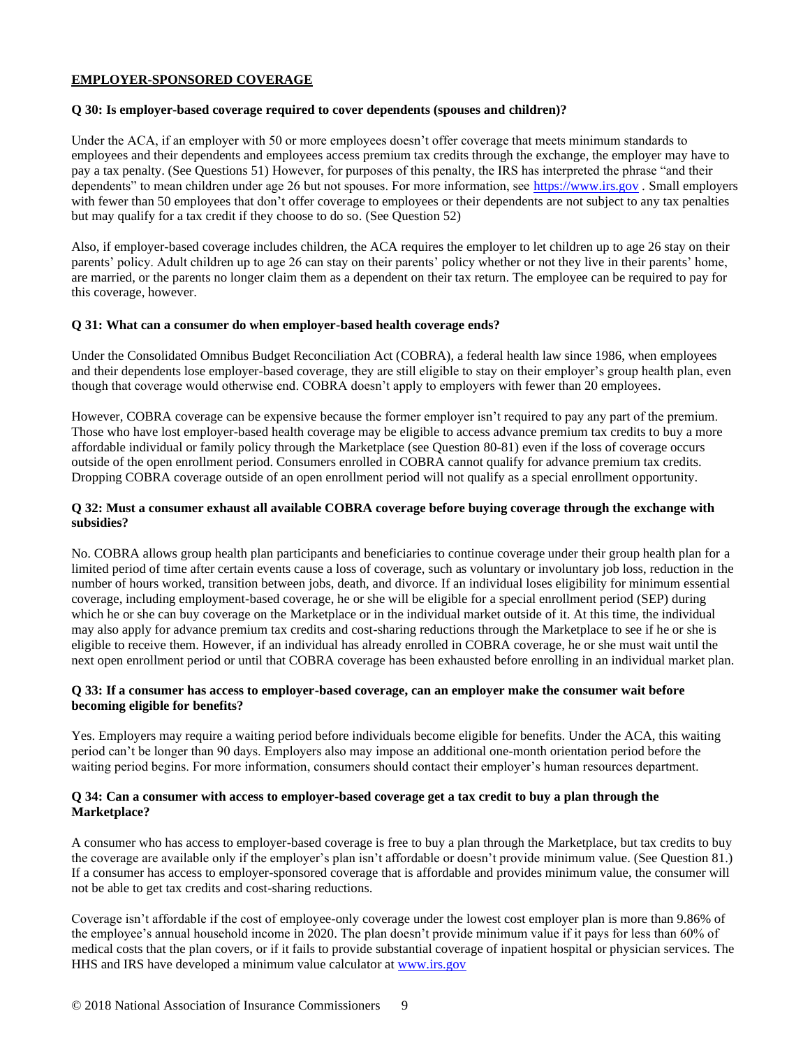## EMPLOYER-SPONSORED COVERAGE

**Q 30: Is employer-based coverage required to cover dependents (spouses and children)?**

Under the ACA, if an employer with 50 or more employees doesn't offer coverage that meets minimum standards to employees and their dependents and employees access premium tax credits through the exchange, the employer may have to pay a tax penalty. (See Questions 51) However, for purposes of this penalty, the IRS has interpreted the phrase "and their dependents" to mean children under age 26 but not spouses. For more information, see [https://www.irs.gov](https://www.irs.gov) . Small employers with fewer than 50 employees that don't offer coverage to employees or their dependents are not subject to any tax penalties but may qualify for a tax credit if they choose to do so. (See Question 52)

Also, if employer-based coverage includes children, the ACA requires the employer to let children up to age 26 stay on their parents' policy. Adult children up to age 26 can stay on their parents' policy whether or not they live in their parents' home, are married, or the parents no longer claim them as a dependent on their tax return. The employee can be required to pay for this coverage, however.

**Q 31: What can a consumer do when employer-based health coverage ends?**

Under the Consolidated Omnibus Budget Reconciliation Act (COBRA), a federal health law since 1986, when employees and their dependents lose employer-based coverage, they are still eligible to stay on their employer's group health plan, even though that coverage would otherwise end. COBRA doesn't apply to employers with fewer than 20 employees.

However, COBRA coverage can be expensive because the former employer isn't required to pay any part of the premium. Those who have lost employer-based health coverage may be eligible to access advance premium tax credits to buy a more affordable individual or family policy through the Marketplace (see Question 80-81) even if the loss of coverage occurs outside of the open enrollment period. Consumers enrolled in COBRA cannot qualify for advance premium tax credits. Dropping COBRA coverage outside of an open enrollment period will not qualify as a special enrollment opportunity.

**Q 32: Must a consumer exhaust all available COBRA coverage before buying coverage through the exchange with subsidies?**

No. COBRA allows group health plan participants and beneficiaries to continue coverage under their group health plan for a limited period of time after certain events cause a loss of coverage, such as voluntary or involuntary job loss, reduction in the number of hours worked, transition between jobs, death, and divorce. If an individual loses eligibility for minimum essential coverage, including employment-based coverage, he or she will be eligible for a special enrollment period (SEP) during which he or she can buy coverage on the Marketplace or in the individual market outside of it. At this time, the individual may also apply for advance premium tax credits and cost-sharing reductions through the Marketplace to see if he or she is eligible to receive them. However, if an individual has already enrolled in COBRA coverage, he or she must wait until the next open enrollment period or until that COBRA coverage has been exhausted before enrolling in an individual market plan.

**Q 33: If a consumer has access to employer-based coverage, can an employer make the consumer wait before becoming eligible for benefits?**

Yes. Employers may require a waiting period before individuals become eligible for benefits. Under the ACA, this waiting period can't be longer than 90 days. Employers also may impose an additional one-month orientation period before the waiting period begins. For more information, consumers should contact their employer's human resources department.

**Q 34: Can a consumer with access to employer-based coverage get a tax credit to buy a plan through the Marketplace?**

A consumer who has access to employer-based coverage is free to buy a plan through the Marketplace, but tax credits to buy the coverage are available only if the employer's plan isn't affordable or doesn't provide minimum value. (See Question 81.) If a consumer has access to employer-sponsored coverage that is affordable and provides minimum value, the consumer will not be able to get tax credits and cost-sharing reductions.

Coverage isn't affordable if the cost of employee-only coverage under the lowest cost employer plan is more than 9.86% of the employee's annual household income in 2020. The plan doesn't provide minimum value if it pays for less than 60% of medical costs that the plan covers, or if it fails to provide substantial coverage of inpatient hospital or physician services. The HHS and IRS have developed a minimum value calculator at [www.irs.gov](http://www.irs.gov)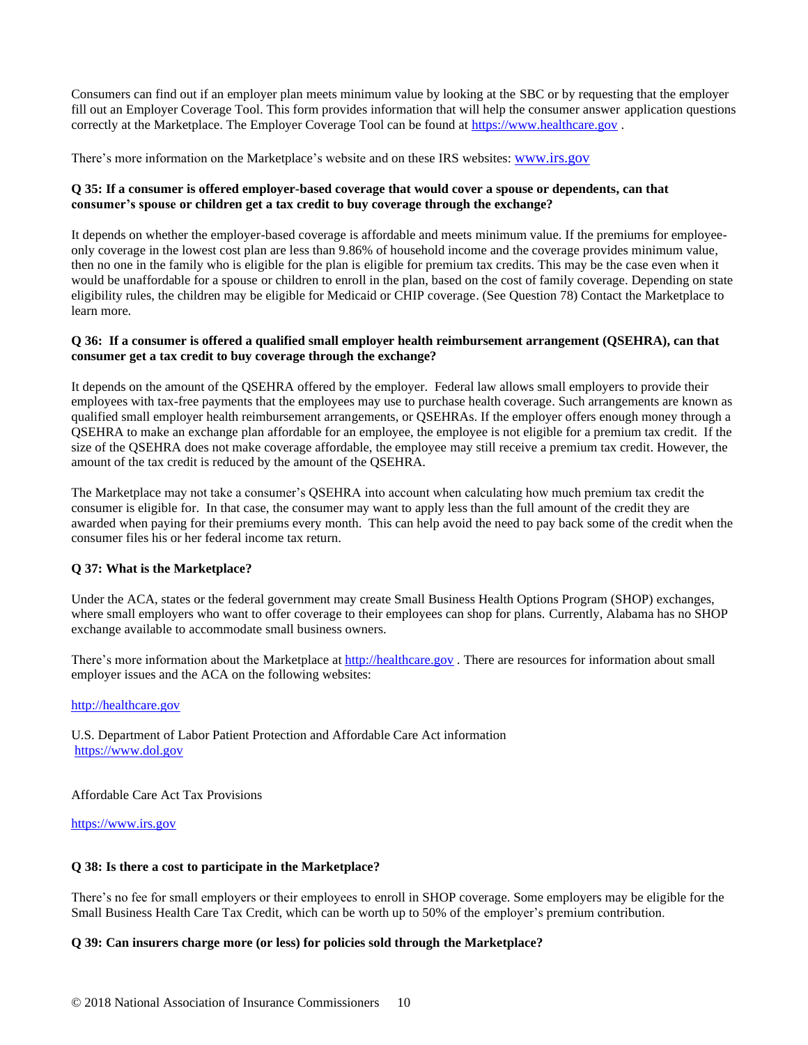Consumers can find out if an employer plan meets minimum value by looking at the SBC or by requesting that the employer fill out an Employer Coverage Tool. This form provides information that will help the consumer answer application questions correctly at the Marketplace. The Employer Coverage Tool can be found at https://www.healthcare.gov .

There's more information on the Marketplace's website and on these IRS websites: www.irs.gov

**Q 35: If a consumer is offered employer-based coverage that would cover a spouse or dependents, can that consumer's spouse or children get a tax credit to buy coverage through the exchange?**

It depends on whether the employer-based coverage is affordable and meets minimum value. If the premiums for employee-only coverage in the lowest cost plan are less than 9.86% of household income and the coverage provides minimum value, then no one in the family who is eligible for the plan is eligible for premium tax credits. This may be the case even when it would be unaffordable for a spouse or children to enroll in the plan, based on the cost of family coverage. Depending on state eligibility rules, the children may be eligible for Medicaid or CHIP coverage. (See Question 78) Contact the Marketplace to learn more.

**Q 36: If a consumer is offered a qualified small employer health reimbursement arrangement (QSEHRA), can that consumer get a tax credit to buy coverage through the exchange?**

It depends on the amount of the QSEHRA offered by the employer. Federal law allows small employers to provide their employees with tax-free payments that the employees may use to purchase health coverage. Such arrangements are known as qualified small employer health reimbursement arrangements, or QSEHRAs. If the employer offers enough money through a QSEHRA to make an exchange plan affordable for an employee, the employee is not eligible for a premium tax credit. If the size of the QSEHRA does not make coverage affordable, the employee may still receive a premium tax credit. However, the amount of the tax credit is reduced by the amount of the QSEHRA.

The Marketplace may not take a consumer's QSEHRA into account when calculating how much premium tax credit the consumer is eligible for. In that case, the consumer may want to apply less than the full amount of the credit they are awarded when paying for their premiums every month. This can help avoid the need to pay back some of the credit when the consumer files his or her federal income tax return.

**Q 37: What is the Marketplace?**

Under the ACA, states or the federal government may create Small Business Health Options Program (SHOP) exchanges, where small employers who want to offer coverage to their employees can shop for plans. Currently, Alabama has no SHOP exchange available to accommodate small business owners.

There's more information about the Marketplace at http://healthcare.gov . There are resources for information about small employer issues and the ACA on the following websites:

http://healthcare.gov

U.S. Department of Labor Patient Protection and Affordable Care Act information
https://www.dol.gov

Affordable Care Act Tax Provisions

https://www.irs.gov

**Q 38: Is there a cost to participate in the Marketplace?**

There's no fee for small employers or their employees to enroll in SHOP coverage. Some employers may be eligible for the Small Business Health Care Tax Credit, which can be worth up to 50% of the employer's premium contribution.

**Q 39: Can insurers charge more (or less) for policies sold through the Marketplace?**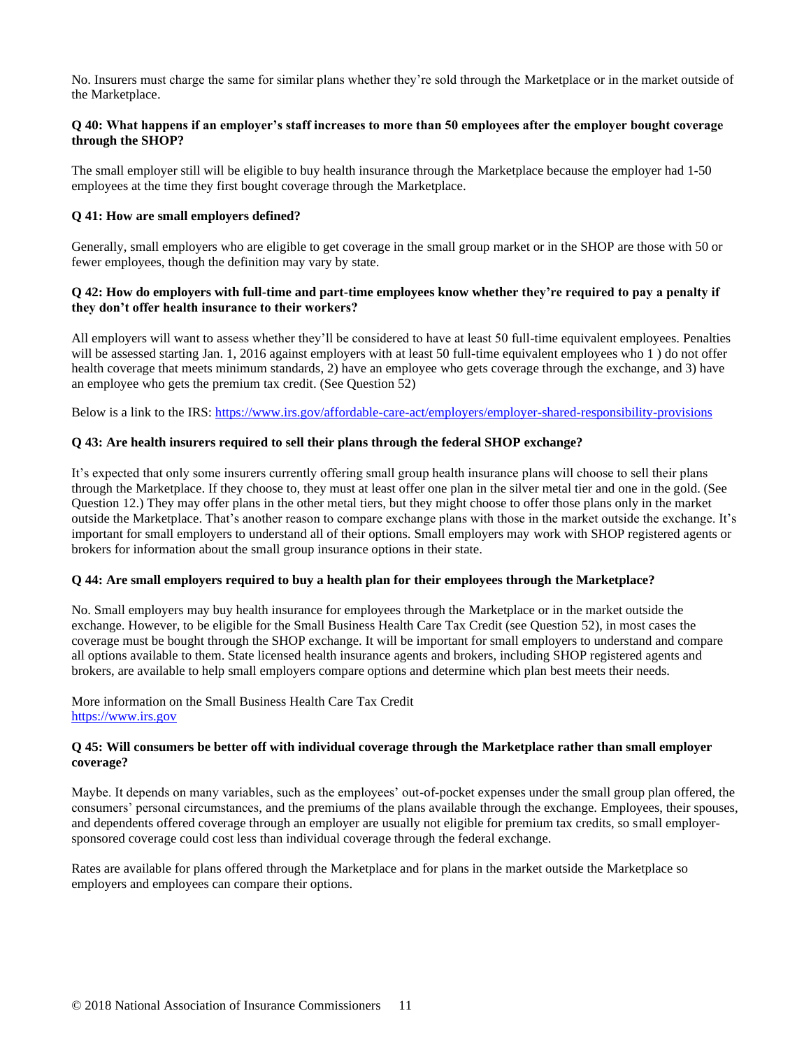No. Insurers must charge the same for similar plans whether they're sold through the Marketplace or in the market outside of the Marketplace.

**Q 40: What happens if an employer's staff increases to more than 50 employees after the employer bought coverage through the SHOP?**

The small employer still will be eligible to buy health insurance through the Marketplace because the employer had 1-50 employees at the time they first bought coverage through the Marketplace.

**Q 41: How are small employers defined?**

Generally, small employers who are eligible to get coverage in the small group market or in the SHOP are those with 50 or fewer employees, though the definition may vary by state.

**Q 42: How do employers with full-time and part-time employees know whether they're required to pay a penalty if they don't offer health insurance to their workers?**

All employers will want to assess whether they'll be considered to have at least 50 full-time equivalent employees. Penalties will be assessed starting Jan. 1, 2016 against employers with at least 50 full-time equivalent employees who 1 ) do not offer health coverage that meets minimum standards, 2) have an employee who gets coverage through the exchange, and 3) have an employee who gets the premium tax credit. (See Question 52)

Below is a link to the IRS: https://www.irs.gov/affordable-care-act/employers/employer-shared-responsibility-provisions

**Q 43: Are health insurers required to sell their plans through the federal SHOP exchange?**

It's expected that only some insurers currently offering small group health insurance plans will choose to sell their plans through the Marketplace. If they choose to, they must at least offer one plan in the silver metal tier and one in the gold. (See Question 12.) They may offer plans in the other metal tiers, but they might choose to offer those plans only in the market outside the Marketplace. That's another reason to compare exchange plans with those in the market outside the exchange. It's important for small employers to understand all of their options. Small employers may work with SHOP registered agents or brokers for information about the small group insurance options in their state.

**Q 44: Are small employers required to buy a health plan for their employees through the Marketplace?**

No. Small employers may buy health insurance for employees through the Marketplace or in the market outside the exchange. However, to be eligible for the Small Business Health Care Tax Credit (see Question 52), in most cases the coverage must be bought through the SHOP exchange. It will be important for small employers to understand and compare all options available to them. State licensed health insurance agents and brokers, including SHOP registered agents and brokers, are available to help small employers compare options and determine which plan best meets their needs.

More information on the Small Business Health Care Tax Credit
https://www.irs.gov

**Q 45: Will consumers be better off with individual coverage through the Marketplace rather than small employer coverage?**

Maybe. It depends on many variables, such as the employees' out-of-pocket expenses under the small group plan offered, the consumers' personal circumstances, and the premiums of the plans available through the exchange. Employees, their spouses, and dependents offered coverage through an employer are usually not eligible for premium tax credits, so small employer-sponsored coverage could cost less than individual coverage through the federal exchange.

Rates are available for plans offered through the Marketplace and for plans in the market outside the Marketplace so employers and employees can compare their options.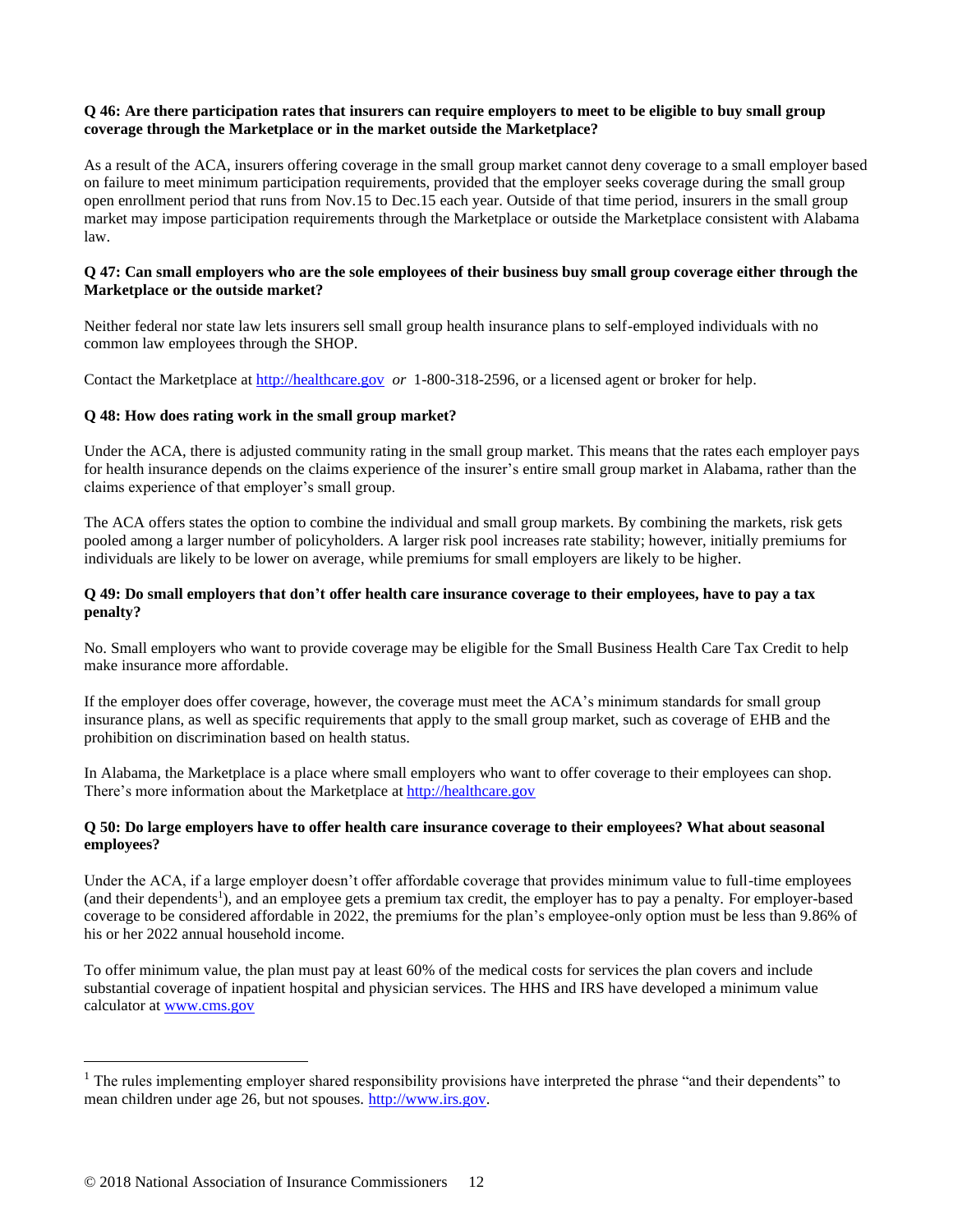**Q 46: Are there participation rates that insurers can require employers to meet to be eligible to buy small group coverage through the Marketplace or in the market outside the Marketplace?**

As a result of the ACA, insurers offering coverage in the small group market cannot deny coverage to a small employer based on failure to meet minimum participation requirements, provided that the employer seeks coverage during the small group open enrollment period that runs from Nov.15 to Dec.15 each year. Outside of that time period, insurers in the small group market may impose participation requirements through the Marketplace or outside the Marketplace consistent with Alabama law.

**Q 47: Can small employers who are the sole employees of their business buy small group coverage either through the Marketplace or the outside market?**

Neither federal nor state law lets insurers sell small group health insurance plans to self-employed individuals with no common law employees through the SHOP.

Contact the Marketplace at [http://healthcare.gov](http://healthcare.gov) *or* 1-800-318-2596, or a licensed agent or broker for help.

**Q 48: How does rating work in the small group market?**

Under the ACA, there is adjusted community rating in the small group market. This means that the rates each employer pays for health insurance depends on the claims experience of the insurer's entire small group market in Alabama, rather than the claims experience of that employer's small group.

The ACA offers states the option to combine the individual and small group markets. By combining the markets, risk gets pooled among a larger number of policyholders. A larger risk pool increases rate stability; however, initially premiums for individuals are likely to be lower on average, while premiums for small employers are likely to be higher.

**Q 49: Do small employers that don't offer health care insurance coverage to their employees, have to pay a tax penalty?**

No. Small employers who want to provide coverage may be eligible for the Small Business Health Care Tax Credit to help make insurance more affordable.

If the employer does offer coverage, however, the coverage must meet the ACA's minimum standards for small group insurance plans, as well as specific requirements that apply to the small group market, such as coverage of EHB and the prohibition on discrimination based on health status.

In Alabama, the Marketplace is a place where small employers who want to offer coverage to their employees can shop. There's more information about the Marketplace at [http://healthcare.gov](http://healthcare.gov)

**Q 50: Do large employers have to offer health care insurance coverage to their employees? What about seasonal employees?**

Under the ACA, if a large employer doesn't offer affordable coverage that provides minimum value to full-time employees (and their dependents[1]), and an employee gets a premium tax credit, the employer has to pay a penalty. For employer-based coverage to be considered affordable in 2022, the premiums for the plan's employee-only option must be less than 9.86% of his or her 2022 annual household income.

To offer minimum value, the plan must pay at least 60% of the medical costs for services the plan covers and include substantial coverage of inpatient hospital and physician services. The HHS and IRS have developed a minimum value calculator at [www.cms.gov](www.cms.gov)

---

[1] The rules implementing employer shared responsibility provisions have interpreted the phrase "and their dependents" to mean children under age 26, but not spouses. [http://www.irs.gov](http://www.irs.gov).

© 2018 National Association of Insurance Commissioners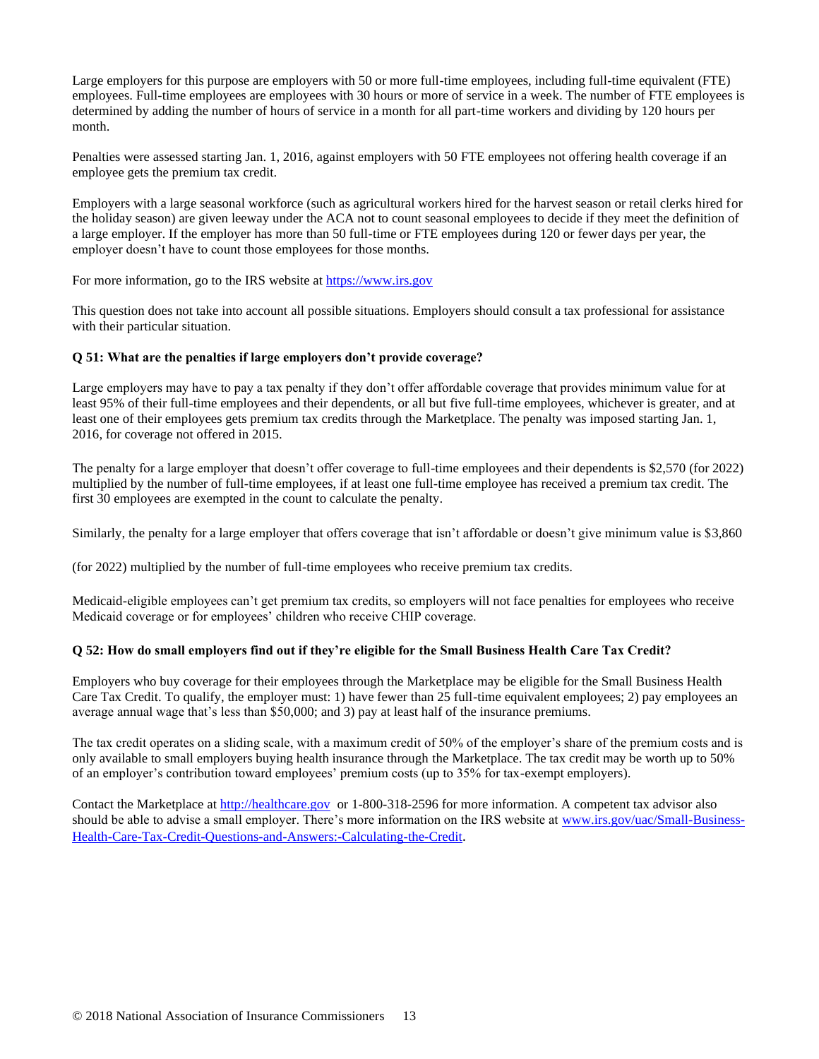Large employers for this purpose are employers with 50 or more full-time employees, including full-time equivalent (FTE) employees. Full-time employees are employees with 30 hours or more of service in a week. The number of FTE employees is determined by adding the number of hours of service in a month for all part-time workers and dividing by 120 hours per month.

Penalties were assessed starting Jan. 1, 2016, against employers with 50 FTE employees not offering health coverage if an employee gets the premium tax credit.

Employers with a large seasonal workforce (such as agricultural workers hired for the harvest season or retail clerks hired for the holiday season) are given leeway under the ACA not to count seasonal employees to decide if they meet the definition of a large employer. If the employer has more than 50 full-time or FTE employees during 120 or fewer days per year, the employer doesn't have to count those employees for those months.

For more information, go to the IRS website at [https://www.irs.gov](https://www.irs.gov)

This question does not take into account all possible situations. Employers should consult a tax professional for assistance with their particular situation.

**Q 51: What are the penalties if large employers don't provide coverage?**

Large employers may have to pay a tax penalty if they don't offer affordable coverage that provides minimum value for at least 95% of their full-time employees and their dependents, or all but five full-time employees, whichever is greater, and at least one of their employees gets premium tax credits through the Marketplace. The penalty was imposed starting Jan. 1, 2016, for coverage not offered in 2015.

The penalty for a large employer that doesn't offer coverage to full-time employees and their dependents is $2,570 (for 2022) multiplied by the number of full-time employees, if at least one full-time employee has received a premium tax credit. The first 30 employees are exempted in the count to calculate the penalty.

Similarly, the penalty for a large employer that offers coverage that isn't affordable or doesn't give minimum value is $3,860

(for 2022) multiplied by the number of full-time employees who receive premium tax credits.

Medicaid-eligible employees can't get premium tax credits, so employers will not face penalties for employees who receive Medicaid coverage or for employees' children who receive CHIP coverage.

**Q 52: How do small employers find out if they're eligible for the Small Business Health Care Tax Credit?**

Employers who buy coverage for their employees through the Marketplace may be eligible for the Small Business Health Care Tax Credit. To qualify, the employer must: 1) have fewer than 25 full-time equivalent employees; 2) pay employees an average annual wage that's less than $50,000; and 3) pay at least half of the insurance premiums.

The tax credit operates on a sliding scale, with a maximum credit of 50% of the employer's share of the premium costs and is only available to small employers buying health insurance through the Marketplace. The tax credit may be worth up to 50% of an employer's contribution toward employees' premium costs (up to 35% for tax-exempt employers).

Contact the Marketplace at [http://healthcare.gov](http://healthcare.gov) or 1-800-318-2596 for more information. A competent tax advisor also should be able to advise a small employer. There's more information on the IRS website at [www.irs.gov/uac/Small-Business-Health-Care-Tax-Credit-Questions-and-Answers:-Calculating-the-Credit](www.irs.gov/uac/Small-Business-Health-Care-Tax-Credit-Questions-and-Answers:-Calculating-the-Credit).

© 2018 National Association of Insurance Commissioners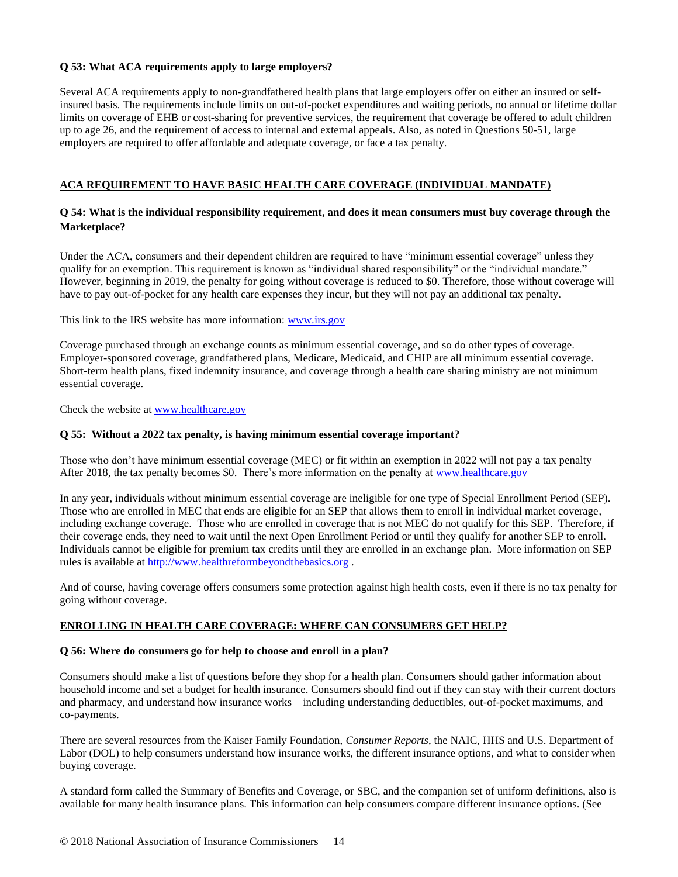**Q 53: What ACA requirements apply to large employers?**

Several ACA requirements apply to non-grandfathered health plans that large employers offer on either an insured or self-insured basis. The requirements include limits on out-of-pocket expenditures and waiting periods, no annual or lifetime dollar limits on coverage of EHB or cost-sharing for preventive services, the requirement that coverage be offered to adult children up to age 26, and the requirement of access to internal and external appeals. Also, as noted in Questions 50-51, large employers are required to offer affordable and adequate coverage, or face a tax penalty.

## ACA REQUIREMENT TO HAVE BASIC HEALTH CARE COVERAGE (INDIVIDUAL MANDATE)

**Q 54: What is the individual responsibility requirement, and does it mean consumers must buy coverage through the Marketplace?**

Under the ACA, consumers and their dependent children are required to have "minimum essential coverage" unless they qualify for an exemption. This requirement is known as "individual shared responsibility" or the "individual mandate." However, beginning in 2019, the penalty for going without coverage is reduced to $0. Therefore, those without coverage will have to pay out-of-pocket for any health care expenses they incur, but they will not pay an additional tax penalty.

This link to the IRS website has more information: www.irs.gov

Coverage purchased through an exchange counts as minimum essential coverage, and so do other types of coverage. Employer-sponsored coverage, grandfathered plans, Medicare, Medicaid, and CHIP are all minimum essential coverage. Short-term health plans, fixed indemnity insurance, and coverage through a health care sharing ministry are not minimum essential coverage.

Check the website at www.healthcare.gov

**Q 55: Without a 2022 tax penalty, is having minimum essential coverage important?**

Those who don't have minimum essential coverage (MEC) or fit within an exemption in 2022 will not pay a tax penalty After 2018, the tax penalty becomes $0. There's more information on the penalty at www.healthcare.gov

In any year, individuals without minimum essential coverage are ineligible for one type of Special Enrollment Period (SEP). Those who are enrolled in MEC that ends are eligible for an SEP that allows them to enroll in individual market coverage, including exchange coverage. Those who are enrolled in coverage that is not MEC do not qualify for this SEP. Therefore, if their coverage ends, they need to wait until the next Open Enrollment Period or until they qualify for another SEP to enroll. Individuals cannot be eligible for premium tax credits until they are enrolled in an exchange plan. More information on SEP rules is available at http://www.healthreformbeyondthebasics.org .

And of course, having coverage offers consumers some protection against high health costs, even if there is no tax penalty for going without coverage.

## ENROLLING IN HEALTH CARE COVERAGE: WHERE CAN CONSUMERS GET HELP?

**Q 56: Where do consumers go for help to choose and enroll in a plan?**

Consumers should make a list of questions before they shop for a health plan. Consumers should gather information about household income and set a budget for health insurance. Consumers should find out if they can stay with their current doctors and pharmacy, and understand how insurance works—including understanding deductibles, out-of-pocket maximums, and co-payments.

There are several resources from the Kaiser Family Foundation, *Consumer Reports*, the NAIC, HHS and U.S. Department of Labor (DOL) to help consumers understand how insurance works, the different insurance options, and what to consider when buying coverage.

A standard form called the Summary of Benefits and Coverage, or SBC, and the companion set of uniform definitions, also is available for many health insurance plans. This information can help consumers compare different insurance options. (See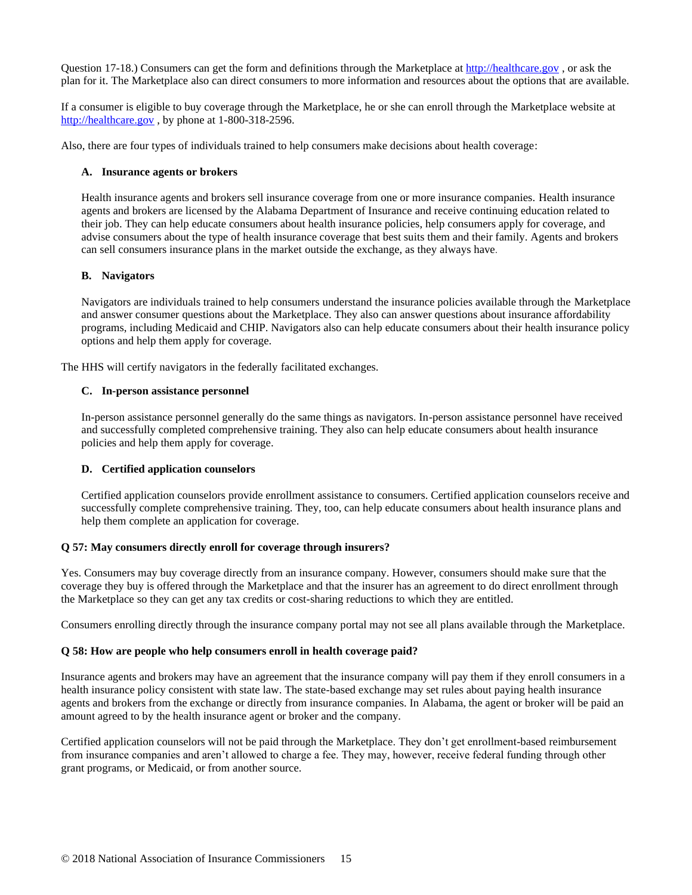Question 17-18.) Consumers can get the form and definitions through the Marketplace at http://healthcare.gov , or ask the plan for it. The Marketplace also can direct consumers to more information and resources about the options that are available.

If a consumer is eligible to buy coverage through the Marketplace, he or she can enroll through the Marketplace website at http://healthcare.gov , by phone at 1-800-318-2596.

Also, there are four types of individuals trained to help consumers make decisions about health coverage:

**A. Insurance agents or brokers**

Health insurance agents and brokers sell insurance coverage from one or more insurance companies. Health insurance agents and brokers are licensed by the Alabama Department of Insurance and receive continuing education related to their job. They can help educate consumers about health insurance policies, help consumers apply for coverage, and advise consumers about the type of health insurance coverage that best suits them and their family. Agents and brokers can sell consumers insurance plans in the market outside the exchange, as they always have.

**B. Navigators**

Navigators are individuals trained to help consumers understand the insurance policies available through the Marketplace and answer consumer questions about the Marketplace. They also can answer questions about insurance affordability programs, including Medicaid and CHIP. Navigators also can help educate consumers about their health insurance policy options and help them apply for coverage.

The HHS will certify navigators in the federally facilitated exchanges.

**C. In-person assistance personnel**

In-person assistance personnel generally do the same things as navigators. In-person assistance personnel have received and successfully completed comprehensive training. They also can help educate consumers about health insurance policies and help them apply for coverage.

**D. Certified application counselors**

Certified application counselors provide enrollment assistance to consumers. Certified application counselors receive and successfully complete comprehensive training. They, too, can help educate consumers about health insurance plans and help them complete an application for coverage.

**Q 57: May consumers directly enroll for coverage through insurers?**

Yes. Consumers may buy coverage directly from an insurance company. However, consumers should make sure that the coverage they buy is offered through the Marketplace and that the insurer has an agreement to do direct enrollment through the Marketplace so they can get any tax credits or cost-sharing reductions to which they are entitled.

Consumers enrolling directly through the insurance company portal may not see all plans available through the Marketplace.

**Q 58: How are people who help consumers enroll in health coverage paid?**

Insurance agents and brokers may have an agreement that the insurance company will pay them if they enroll consumers in a health insurance policy consistent with state law. The state-based exchange may set rules about paying health insurance agents and brokers from the exchange or directly from insurance companies. In Alabama, the agent or broker will be paid an amount agreed to by the health insurance agent or broker and the company.

Certified application counselors will not be paid through the Marketplace. They don't get enrollment-based reimbursement from insurance companies and aren't allowed to charge a fee. They may, however, receive federal funding through other grant programs, or Medicaid, or from another source.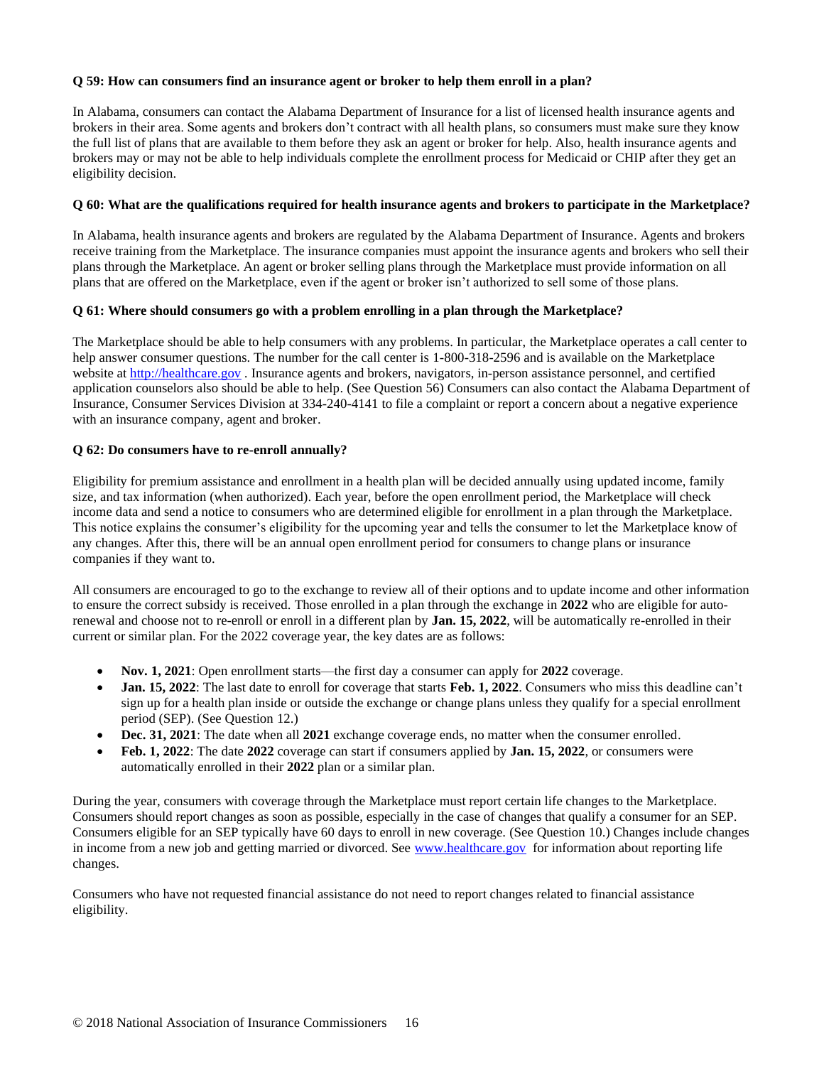**Q 59: How can consumers find an insurance agent or broker to help them enroll in a plan?**

In Alabama, consumers can contact the Alabama Department of Insurance for a list of licensed health insurance agents and brokers in their area. Some agents and brokers don't contract with all health plans, so consumers must make sure they know the full list of plans that are available to them before they ask an agent or broker for help. Also, health insurance agents and brokers may or may not be able to help individuals complete the enrollment process for Medicaid or CHIP after they get an eligibility decision.

**Q 60: What are the qualifications required for health insurance agents and brokers to participate in the Marketplace?**

In Alabama, health insurance agents and brokers are regulated by the Alabama Department of Insurance. Agents and brokers receive training from the Marketplace. The insurance companies must appoint the insurance agents and brokers who sell their plans through the Marketplace. An agent or broker selling plans through the Marketplace must provide information on all plans that are offered on the Marketplace, even if the agent or broker isn't authorized to sell some of those plans.

**Q 61: Where should consumers go with a problem enrolling in a plan through the Marketplace?**

The Marketplace should be able to help consumers with any problems. In particular, the Marketplace operates a call center to help answer consumer questions. The number for the call center is 1-800-318-2596 and is available on the Marketplace website at [http://healthcare.gov](http://healthcare.gov) . Insurance agents and brokers, navigators, in-person assistance personnel, and certified application counselors also should be able to help. (See Question 56) Consumers can also contact the Alabama Department of Insurance, Consumer Services Division at 334-240-4141 to file a complaint or report a concern about a negative experience with an insurance company, agent and broker.

**Q 62: Do consumers have to re-enroll annually?**

Eligibility for premium assistance and enrollment in a health plan will be decided annually using updated income, family size, and tax information (when authorized). Each year, before the open enrollment period, the Marketplace will check income data and send a notice to consumers who are determined eligible for enrollment in a plan through the Marketplace. This notice explains the consumer's eligibility for the upcoming year and tells the consumer to let the Marketplace know of any changes. After this, there will be an annual open enrollment period for consumers to change plans or insurance companies if they want to.

All consumers are encouraged to go to the exchange to review all of their options and to update income and other information to ensure the correct subsidy is received. Those enrolled in a plan through the exchange in **2022** who are eligible for auto-renewal and choose not to re-enroll or enroll in a different plan by **Jan. 15, 2022**, will be automatically re-enrolled in their current or similar plan. For the 2022 coverage year, the key dates are as follows:

- **Nov. 1, 2021**: Open enrollment starts—the first day a consumer can apply for **2022** coverage.
- **Jan. 15, 2022**: The last date to enroll for coverage that starts **Feb. 1, 2022**. Consumers who miss this deadline can't sign up for a health plan inside or outside the exchange or change plans unless they qualify for a special enrollment period (SEP). (See Question 12.)
- **Dec. 31, 2021**: The date when all **2021** exchange coverage ends, no matter when the consumer enrolled.
- **Feb. 1, 2022**: The date **2022** coverage can start if consumers applied by **Jan. 15, 2022**, or consumers were automatically enrolled in their **2022** plan or a similar plan.

During the year, consumers with coverage through the Marketplace must report certain life changes to the Marketplace. Consumers should report changes as soon as possible, especially in the case of changes that qualify a consumer for an SEP. Consumers eligible for an SEP typically have 60 days to enroll in new coverage. (See Question 10.) Changes include changes in income from a new job and getting married or divorced. See [www.healthcare.gov](http://www.healthcare.gov) for information about reporting life changes.

Consumers who have not requested financial assistance do not need to report changes related to financial assistance eligibility.

© 2018 National Association of Insurance Commissioners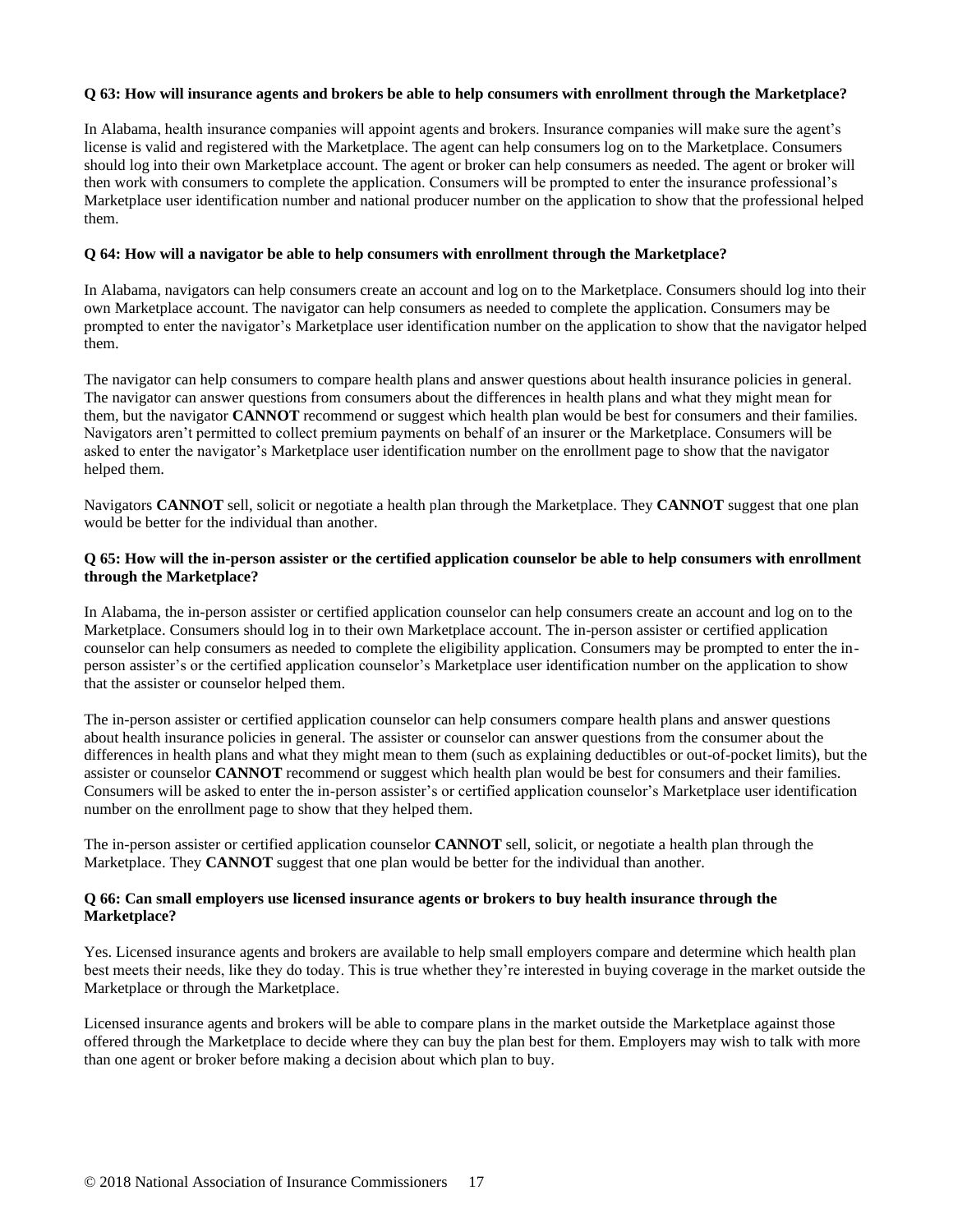**Q 63: How will insurance agents and brokers be able to help consumers with enrollment through the Marketplace?**

In Alabama, health insurance companies will appoint agents and brokers. Insurance companies will make sure the agent's license is valid and registered with the Marketplace. The agent can help consumers log on to the Marketplace. Consumers should log into their own Marketplace account. The agent or broker can help consumers as needed. The agent or broker will then work with consumers to complete the application. Consumers will be prompted to enter the insurance professional's Marketplace user identification number and national producer number on the application to show that the professional helped them.

**Q 64: How will a navigator be able to help consumers with enrollment through the Marketplace?**

In Alabama, navigators can help consumers create an account and log on to the Marketplace. Consumers should log into their own Marketplace account. The navigator can help consumers as needed to complete the application. Consumers may be prompted to enter the navigator's Marketplace user identification number on the application to show that the navigator helped them.

The navigator can help consumers to compare health plans and answer questions about health insurance policies in general. The navigator can answer questions from consumers about the differences in health plans and what they might mean for them, but the navigator **CANNOT** recommend or suggest which health plan would be best for consumers and their families. Navigators aren't permitted to collect premium payments on behalf of an insurer or the Marketplace. Consumers will be asked to enter the navigator's Marketplace user identification number on the enrollment page to show that the navigator helped them.

Navigators **CANNOT** sell, solicit or negotiate a health plan through the Marketplace. They **CANNOT** suggest that one plan would be better for the individual than another.

**Q 65: How will the in-person assister or the certified application counselor be able to help consumers with enrollment through the Marketplace?**

In Alabama, the in-person assister or certified application counselor can help consumers create an account and log on to the Marketplace. Consumers should log in to their own Marketplace account. The in-person assister or certified application counselor can help consumers as needed to complete the eligibility application. Consumers may be prompted to enter the in-person assister's or the certified application counselor's Marketplace user identification number on the application to show that the assister or counselor helped them.

The in-person assister or certified application counselor can help consumers compare health plans and answer questions about health insurance policies in general. The assister or counselor can answer questions from the consumer about the differences in health plans and what they might mean to them (such as explaining deductibles or out-of-pocket limits), but the assister or counselor **CANNOT** recommend or suggest which health plan would be best for consumers and their families. Consumers will be asked to enter the in-person assister's or certified application counselor's Marketplace user identification number on the enrollment page to show that they helped them.

The in-person assister or certified application counselor **CANNOT** sell, solicit, or negotiate a health plan through the Marketplace. They **CANNOT** suggest that one plan would be better for the individual than another.

**Q 66: Can small employers use licensed insurance agents or brokers to buy health insurance through the Marketplace?**

Yes. Licensed insurance agents and brokers are available to help small employers compare and determine which health plan best meets their needs, like they do today. This is true whether they're interested in buying coverage in the market outside the Marketplace or through the Marketplace.

Licensed insurance agents and brokers will be able to compare plans in the market outside the Marketplace against those offered through the Marketplace to decide where they can buy the plan best for them. Employers may wish to talk with more than one agent or broker before making a decision about which plan to buy.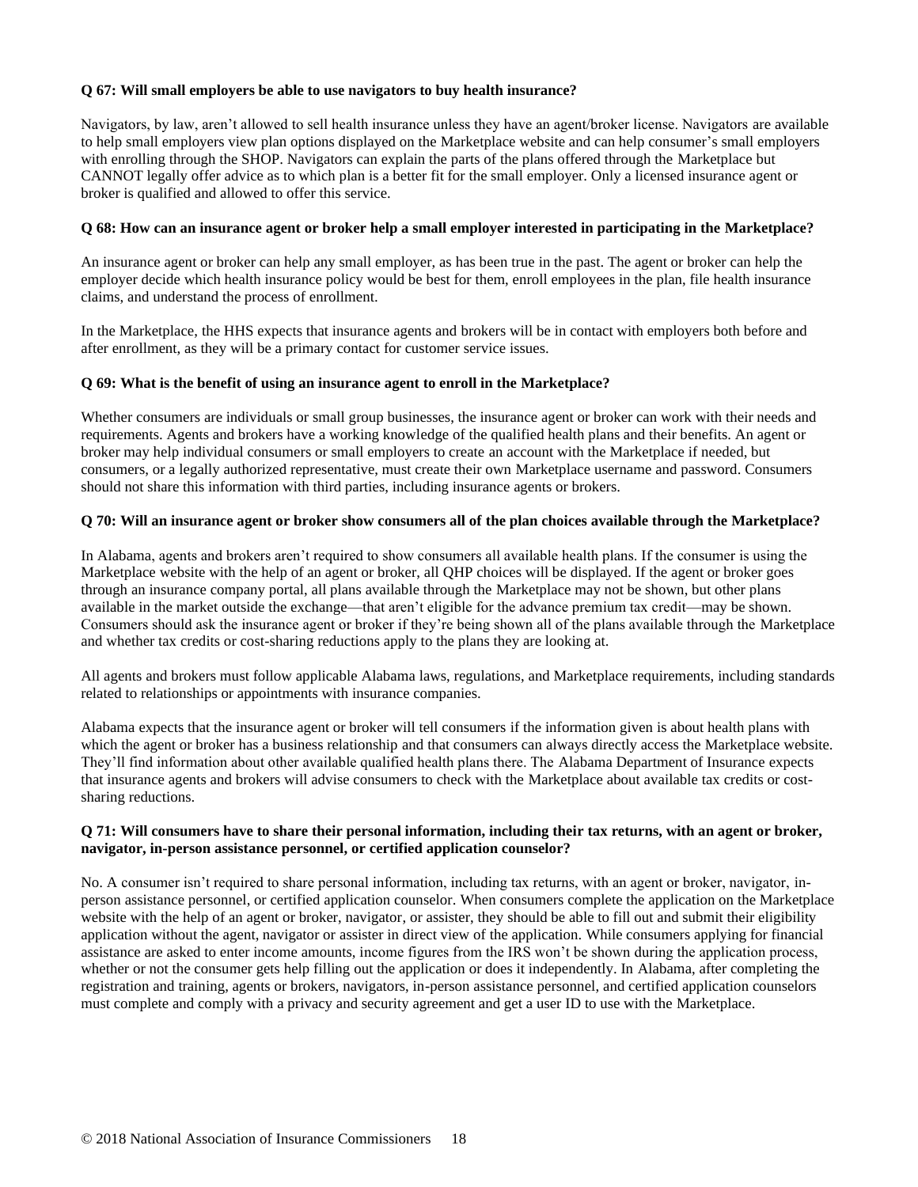**Q 67: Will small employers be able to use navigators to buy health insurance?**

Navigators, by law, aren't allowed to sell health insurance unless they have an agent/broker license. Navigators are available to help small employers view plan options displayed on the Marketplace website and can help consumer's small employers with enrolling through the SHOP. Navigators can explain the parts of the plans offered through the Marketplace but CANNOT legally offer advice as to which plan is a better fit for the small employer. Only a licensed insurance agent or broker is qualified and allowed to offer this service.

**Q 68: How can an insurance agent or broker help a small employer interested in participating in the Marketplace?**

An insurance agent or broker can help any small employer, as has been true in the past. The agent or broker can help the employer decide which health insurance policy would be best for them, enroll employees in the plan, file health insurance claims, and understand the process of enrollment.

In the Marketplace, the HHS expects that insurance agents and brokers will be in contact with employers both before and after enrollment, as they will be a primary contact for customer service issues.

**Q 69: What is the benefit of using an insurance agent to enroll in the Marketplace?**

Whether consumers are individuals or small group businesses, the insurance agent or broker can work with their needs and requirements. Agents and brokers have a working knowledge of the qualified health plans and their benefits. An agent or broker may help individual consumers or small employers to create an account with the Marketplace if needed, but consumers, or a legally authorized representative, must create their own Marketplace username and password. Consumers should not share this information with third parties, including insurance agents or brokers.

**Q 70: Will an insurance agent or broker show consumers all of the plan choices available through the Marketplace?**

In Alabama, agents and brokers aren't required to show consumers all available health plans. If the consumer is using the Marketplace website with the help of an agent or broker, all QHP choices will be displayed. If the agent or broker goes through an insurance company portal, all plans available through the Marketplace may not be shown, but other plans available in the market outside the exchange—that aren't eligible for the advance premium tax credit—may be shown. Consumers should ask the insurance agent or broker if they're being shown all of the plans available through the Marketplace and whether tax credits or cost-sharing reductions apply to the plans they are looking at.

All agents and brokers must follow applicable Alabama laws, regulations, and Marketplace requirements, including standards related to relationships or appointments with insurance companies.

Alabama expects that the insurance agent or broker will tell consumers if the information given is about health plans with which the agent or broker has a business relationship and that consumers can always directly access the Marketplace website. They'll find information about other available qualified health plans there. The Alabama Department of Insurance expects that insurance agents and brokers will advise consumers to check with the Marketplace about available tax credits or cost-sharing reductions.

**Q 71: Will consumers have to share their personal information, including their tax returns, with an agent or broker, navigator, in-person assistance personnel, or certified application counselor?**

No. A consumer isn't required to share personal information, including tax returns, with an agent or broker, navigator, in-person assistance personnel, or certified application counselor. When consumers complete the application on the Marketplace website with the help of an agent or broker, navigator, or assister, they should be able to fill out and submit their eligibility application without the agent, navigator or assister in direct view of the application. While consumers applying for financial assistance are asked to enter income amounts, income figures from the IRS won't be shown during the application process, whether or not the consumer gets help filling out the application or does it independently. In Alabama, after completing the registration and training, agents or brokers, navigators, in-person assistance personnel, and certified application counselors must complete and comply with a privacy and security agreement and get a user ID to use with the Marketplace.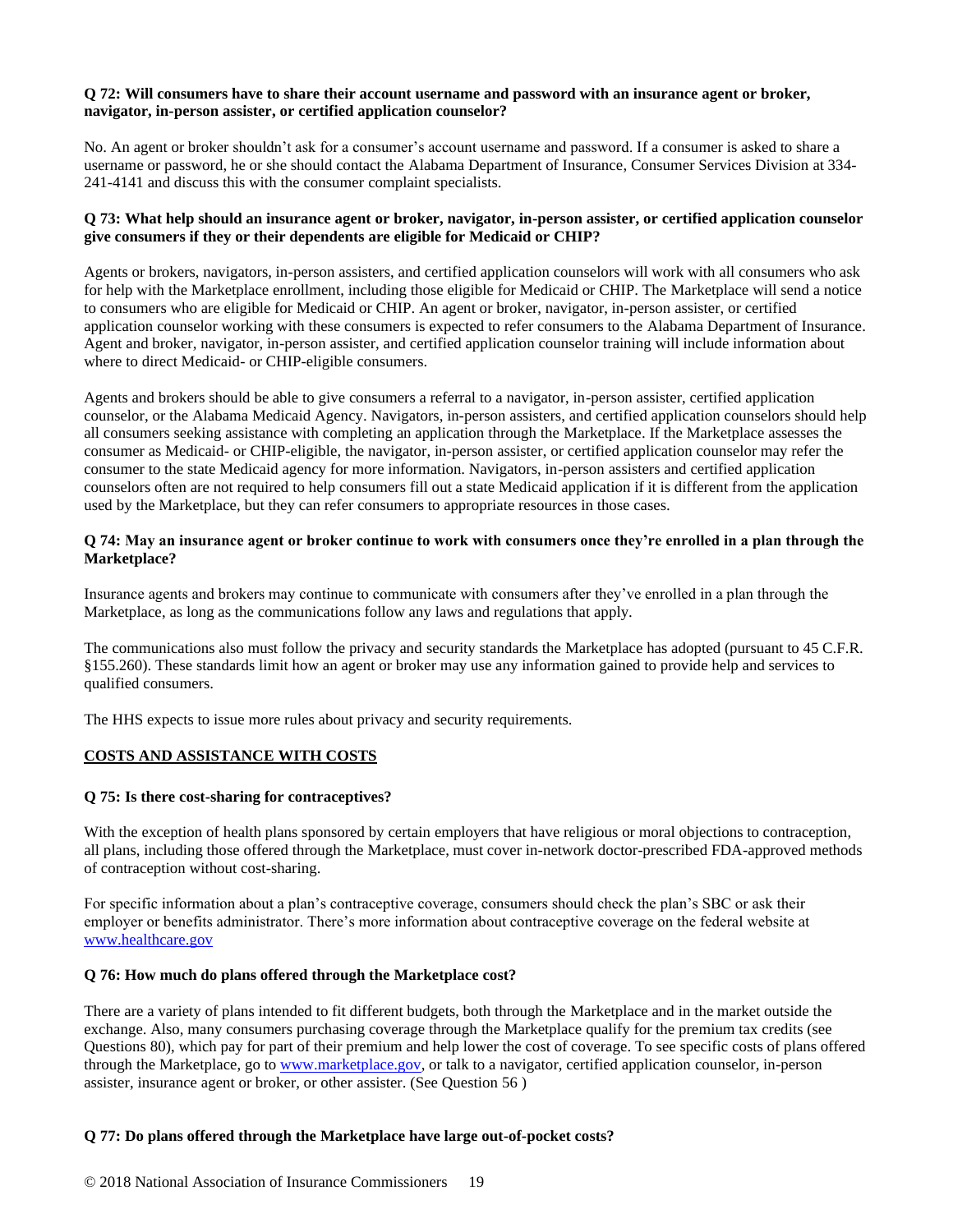**Q 72: Will consumers have to share their account username and password with an insurance agent or broker, navigator, in-person assister, or certified application counselor?**

No. An agent or broker shouldn't ask for a consumer's account username and password. If a consumer is asked to share a username or password, he or she should contact the Alabama Department of Insurance, Consumer Services Division at 334-241-4141 and discuss this with the consumer complaint specialists.

**Q 73: What help should an insurance agent or broker, navigator, in-person assister, or certified application counselor give consumers if they or their dependents are eligible for Medicaid or CHIP?**

Agents or brokers, navigators, in-person assisters, and certified application counselors will work with all consumers who ask for help with the Marketplace enrollment, including those eligible for Medicaid or CHIP. The Marketplace will send a notice to consumers who are eligible for Medicaid or CHIP. An agent or broker, navigator, in-person assister, or certified application counselor working with these consumers is expected to refer consumers to the Alabama Department of Insurance. Agent and broker, navigator, in-person assister, and certified application counselor training will include information about where to direct Medicaid- or CHIP-eligible consumers.

Agents and brokers should be able to give consumers a referral to a navigator, in-person assister, certified application counselor, or the Alabama Medicaid Agency. Navigators, in-person assisters, and certified application counselors should help all consumers seeking assistance with completing an application through the Marketplace. If the Marketplace assesses the consumer as Medicaid- or CHIP-eligible, the navigator, in-person assister, or certified application counselor may refer the consumer to the state Medicaid agency for more information. Navigators, in-person assisters and certified application counselors often are not required to help consumers fill out a state Medicaid application if it is different from the application used by the Marketplace, but they can refer consumers to appropriate resources in those cases.

**Q 74: May an insurance agent or broker continue to work with consumers once they're enrolled in a plan through the Marketplace?**

Insurance agents and brokers may continue to communicate with consumers after they've enrolled in a plan through the Marketplace, as long as the communications follow any laws and regulations that apply.

The communications also must follow the privacy and security standards the Marketplace has adopted (pursuant to 45 C.F.R. §155.260). These standards limit how an agent or broker may use any information gained to provide help and services to qualified consumers.

The HHS expects to issue more rules about privacy and security requirements.

## COSTS AND ASSISTANCE WITH COSTS

**Q 75: Is there cost-sharing for contraceptives?**

With the exception of health plans sponsored by certain employers that have religious or moral objections to contraception, all plans, including those offered through the Marketplace, must cover in-network doctor-prescribed FDA-approved methods of contraception without cost-sharing.

For specific information about a plan's contraceptive coverage, consumers should check the plan's SBC or ask their employer or benefits administrator. There's more information about contraceptive coverage on the federal website at [www.healthcare.gov](http://www.healthcare.gov)

**Q 76: How much do plans offered through the Marketplace cost?**

There are a variety of plans intended to fit different budgets, both through the Marketplace and in the market outside the exchange. Also, many consumers purchasing coverage through the Marketplace qualify for the premium tax credits (see Questions 80), which pay for part of their premium and help lower the cost of coverage. To see specific costs of plans offered through the Marketplace, go to [www.marketplace.gov](http://www.marketplace.gov), or talk to a navigator, certified application counselor, in-person assister, insurance agent or broker, or other assister. (See Question 56 )

**Q 77: Do plans offered through the Marketplace have large out-of-pocket costs?**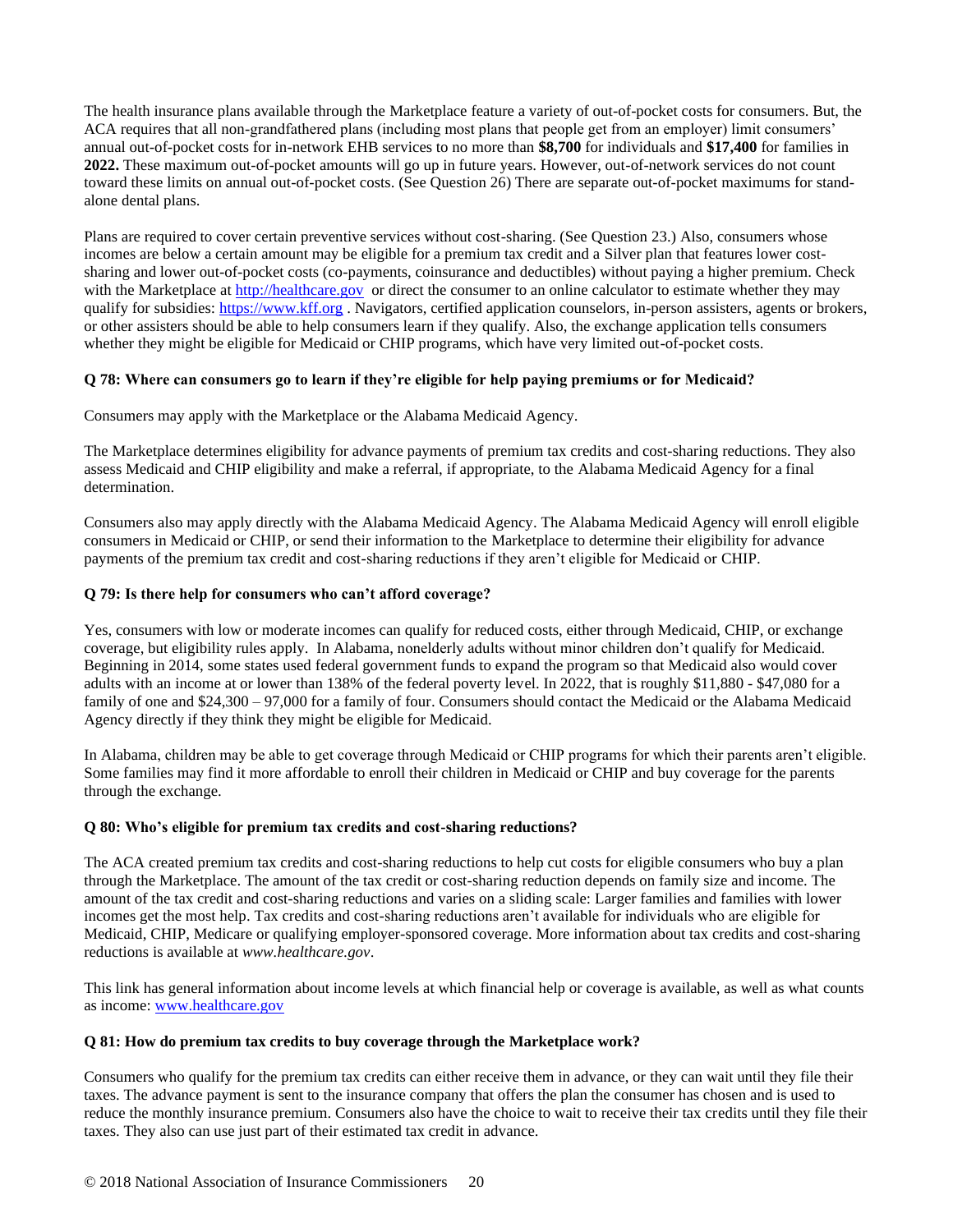The health insurance plans available through the Marketplace feature a variety of out-of-pocket costs for consumers. But, the ACA requires that all non-grandfathered plans (including most plans that people get from an employer) limit consumers' annual out-of-pocket costs for in-network EHB services to no more than **$8,700** for individuals and **$17,400** for families in **2022.** These maximum out-of-pocket amounts will go up in future years. However, out-of-network services do not count toward these limits on annual out-of-pocket costs. (See Question 26) There are separate out-of-pocket maximums for stand-alone dental plans.

Plans are required to cover certain preventive services without cost-sharing. (See Question 23.) Also, consumers whose incomes are below a certain amount may be eligible for a premium tax credit and a Silver plan that features lower cost-sharing and lower out-of-pocket costs (co-payments, coinsurance and deductibles) without paying a higher premium. Check with the Marketplace at [http://healthcare.gov](http://healthcare.gov) or direct the consumer to an online calculator to estimate whether they may qualify for subsidies: [https://www.kff.org](https://www.kff.org) . Navigators, certified application counselors, in-person assisters, agents or brokers, or other assisters should be able to help consumers learn if they qualify. Also, the exchange application tells consumers whether they might be eligible for Medicaid or CHIP programs, which have very limited out-of-pocket costs.

### Q 78: Where can consumers go to learn if they're eligible for help paying premiums or for Medicaid?

Consumers may apply with the Marketplace or the Alabama Medicaid Agency.

The Marketplace determines eligibility for advance payments of premium tax credits and cost-sharing reductions. They also assess Medicaid and CHIP eligibility and make a referral, if appropriate, to the Alabama Medicaid Agency for a final determination.

Consumers also may apply directly with the Alabama Medicaid Agency. The Alabama Medicaid Agency will enroll eligible consumers in Medicaid or CHIP, or send their information to the Marketplace to determine their eligibility for advance payments of the premium tax credit and cost-sharing reductions if they aren't eligible for Medicaid or CHIP.

### Q 79: Is there help for consumers who can't afford coverage?

Yes, consumers with low or moderate incomes can qualify for reduced costs, either through Medicaid, CHIP, or exchange coverage, but eligibility rules apply. In Alabama, nonelderly adults without minor children don't qualify for Medicaid. Beginning in 2014, some states used federal government funds to expand the program so that Medicaid also would cover adults with an income at or lower than 138% of the federal poverty level. In 2022, that is roughly $11,880 - $47,080 for a family of one and $24,300 – 97,000 for a family of four. Consumers should contact the Medicaid or the Alabama Medicaid Agency directly if they think they might be eligible for Medicaid.

In Alabama, children may be able to get coverage through Medicaid or CHIP programs for which their parents aren't eligible. Some families may find it more affordable to enroll their children in Medicaid or CHIP and buy coverage for the parents through the exchange.

### Q 80: Who's eligible for premium tax credits and cost-sharing reductions?

The ACA created premium tax credits and cost-sharing reductions to help cut costs for eligible consumers who buy a plan through the Marketplace. The amount of the tax credit or cost-sharing reduction depends on family size and income. The amount of the tax credit and cost-sharing reductions and varies on a sliding scale: Larger families and families with lower incomes get the most help. Tax credits and cost-sharing reductions aren't available for individuals who are eligible for Medicaid, CHIP, Medicare or qualifying employer-sponsored coverage. More information about tax credits and cost-sharing reductions is available at *www.healthcare.gov*.

This link has general information about income levels at which financial help or coverage is available, as well as what counts as income: [www.healthcare.gov](http://www.healthcare.gov)

### Q 81: How do premium tax credits to buy coverage through the Marketplace work?

Consumers who qualify for the premium tax credits can either receive them in advance, or they can wait until they file their taxes. The advance payment is sent to the insurance company that offers the plan the consumer has chosen and is used to reduce the monthly insurance premium. Consumers also have the choice to wait to receive their tax credits until they file their taxes. They also can use just part of their estimated tax credit in advance.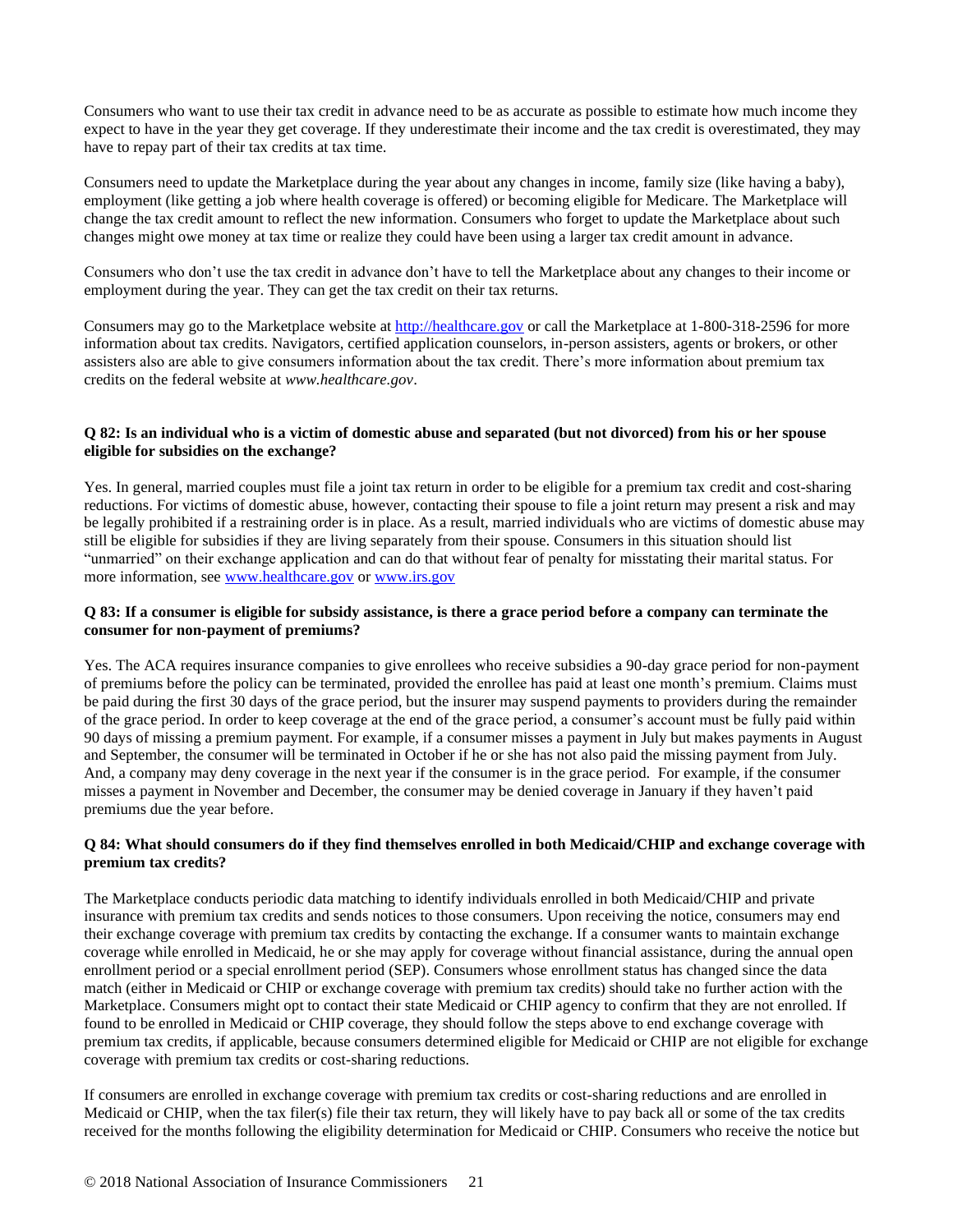Consumers who want to use their tax credit in advance need to be as accurate as possible to estimate how much income they expect to have in the year they get coverage. If they underestimate their income and the tax credit is overestimated, they may have to repay part of their tax credits at tax time.

Consumers need to update the Marketplace during the year about any changes in income, family size (like having a baby), employment (like getting a job where health coverage is offered) or becoming eligible for Medicare. The Marketplace will change the tax credit amount to reflect the new information. Consumers who forget to update the Marketplace about such changes might owe money at tax time or realize they could have been using a larger tax credit amount in advance.

Consumers who don't use the tax credit in advance don't have to tell the Marketplace about any changes to their income or employment during the year. They can get the tax credit on their tax returns.

Consumers may go to the Marketplace website at [http://healthcare.gov](http://healthcare.gov) or call the Marketplace at 1-800-318-2596 for more information about tax credits. Navigators, certified application counselors, in-person assisters, agents or brokers, or other assisters also are able to give consumers information about the tax credit. There's more information about premium tax credits on the federal website at *www.healthcare.gov*.

**Q 82: Is an individual who is a victim of domestic abuse and separated (but not divorced) from his or her spouse eligible for subsidies on the exchange?**

Yes. In general, married couples must file a joint tax return in order to be eligible for a premium tax credit and cost-sharing reductions. For victims of domestic abuse, however, contacting their spouse to file a joint return may present a risk and may be legally prohibited if a restraining order is in place. As a result, married individuals who are victims of domestic abuse may still be eligible for subsidies if they are living separately from their spouse. Consumers in this situation should list "unmarried" on their exchange application and can do that without fear of penalty for misstating their marital status. For more information, see [www.healthcare.gov](http://www.healthcare.gov) or [www.irs.gov](http://www.irs.gov)

**Q 83: If a consumer is eligible for subsidy assistance, is there a grace period before a company can terminate the consumer for non-payment of premiums?**

Yes. The ACA requires insurance companies to give enrollees who receive subsidies a 90-day grace period for non-payment of premiums before the policy can be terminated, provided the enrollee has paid at least one month's premium. Claims must be paid during the first 30 days of the grace period, but the insurer may suspend payments to providers during the remainder of the grace period. In order to keep coverage at the end of the grace period, a consumer's account must be fully paid within 90 days of missing a premium payment. For example, if a consumer misses a payment in July but makes payments in August and September, the consumer will be terminated in October if he or she has not also paid the missing payment from July. And, a company may deny coverage in the next year if the consumer is in the grace period. For example, if the consumer misses a payment in November and December, the consumer may be denied coverage in January if they haven't paid premiums due the year before.

**Q 84: What should consumers do if they find themselves enrolled in both Medicaid/CHIP and exchange coverage with premium tax credits?**

The Marketplace conducts periodic data matching to identify individuals enrolled in both Medicaid/CHIP and private insurance with premium tax credits and sends notices to those consumers. Upon receiving the notice, consumers may end their exchange coverage with premium tax credits by contacting the exchange. If a consumer wants to maintain exchange coverage while enrolled in Medicaid, he or she may apply for coverage without financial assistance, during the annual open enrollment period or a special enrollment period (SEP). Consumers whose enrollment status has changed since the data match (either in Medicaid or CHIP or exchange coverage with premium tax credits) should take no further action with the Marketplace. Consumers might opt to contact their state Medicaid or CHIP agency to confirm that they are not enrolled. If found to be enrolled in Medicaid or CHIP coverage, they should follow the steps above to end exchange coverage with premium tax credits, if applicable, because consumers determined eligible for Medicaid or CHIP are not eligible for exchange coverage with premium tax credits or cost-sharing reductions.

If consumers are enrolled in exchange coverage with premium tax credits or cost-sharing reductions and are enrolled in Medicaid or CHIP, when the tax filer(s) file their tax return, they will likely have to pay back all or some of the tax credits received for the months following the eligibility determination for Medicaid or CHIP. Consumers who receive the notice but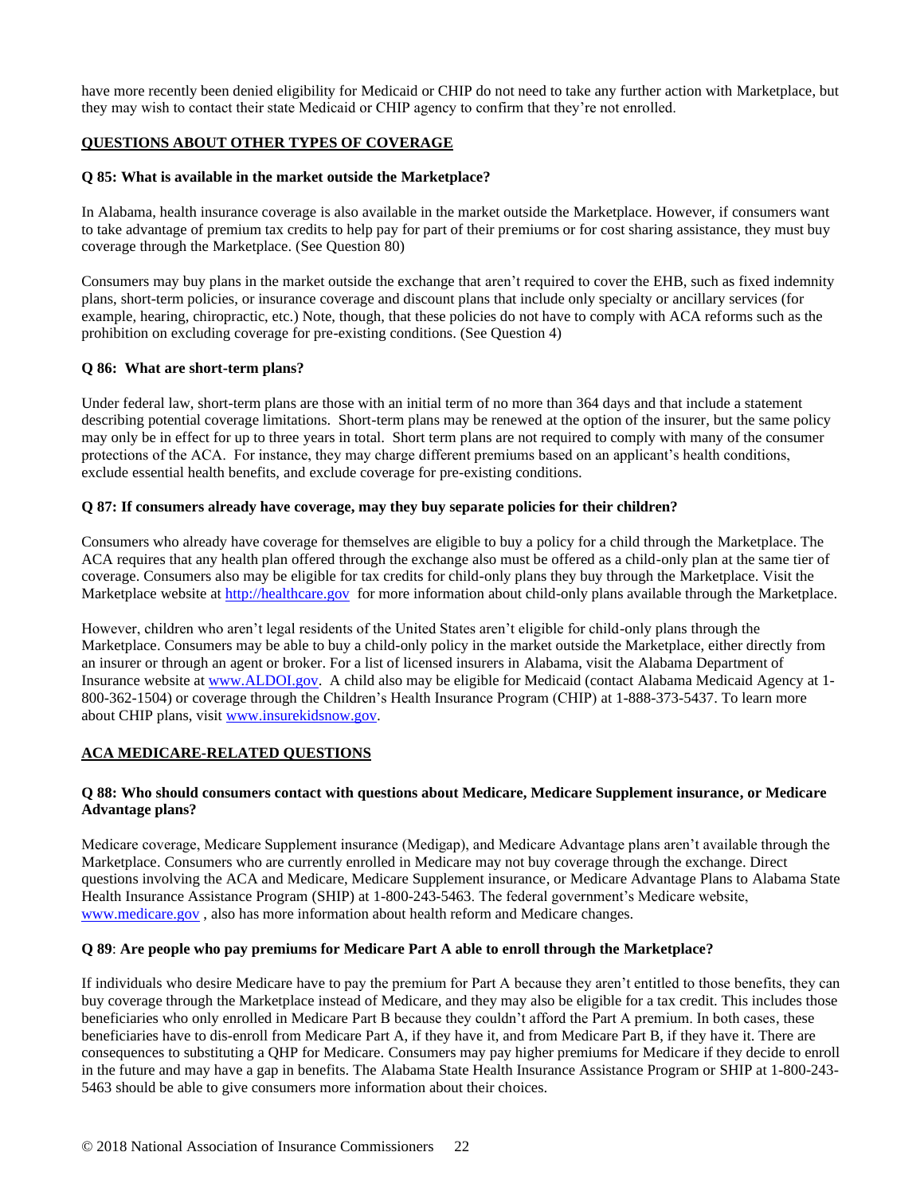have more recently been denied eligibility for Medicaid or CHIP do not need to take any further action with Marketplace, but they may wish to contact their state Medicaid or CHIP agency to confirm that they're not enrolled.

## QUESTIONS ABOUT OTHER TYPES OF COVERAGE

### Q 85: What is available in the market outside the Marketplace?

In Alabama, health insurance coverage is also available in the market outside the Marketplace. However, if consumers want to take advantage of premium tax credits to help pay for part of their premiums or for cost sharing assistance, they must buy coverage through the Marketplace. (See Question 80)

Consumers may buy plans in the market outside the exchange that aren't required to cover the EHB, such as fixed indemnity plans, short-term policies, or insurance coverage and discount plans that include only specialty or ancillary services (for example, hearing, chiropractic, etc.) Note, though, that these policies do not have to comply with ACA reforms such as the prohibition on excluding coverage for pre-existing conditions. (See Question 4)

### Q 86: What are short-term plans?

Under federal law, short-term plans are those with an initial term of no more than 364 days and that include a statement describing potential coverage limitations. Short-term plans may be renewed at the option of the insurer, but the same policy may only be in effect for up to three years in total. Short term plans are not required to comply with many of the consumer protections of the ACA. For instance, they may charge different premiums based on an applicant's health conditions, exclude essential health benefits, and exclude coverage for pre-existing conditions.

### Q 87: If consumers already have coverage, may they buy separate policies for their children?

Consumers who already have coverage for themselves are eligible to buy a policy for a child through the Marketplace. The ACA requires that any health plan offered through the exchange also must be offered as a child-only plan at the same tier of coverage. Consumers also may be eligible for tax credits for child-only plans they buy through the Marketplace. Visit the Marketplace website at http://healthcare.gov for more information about child-only plans available through the Marketplace.

However, children who aren't legal residents of the United States aren't eligible for child-only plans through the Marketplace. Consumers may be able to buy a child-only policy in the market outside the Marketplace, either directly from an insurer or through an agent or broker. For a list of licensed insurers in Alabama, visit the Alabama Department of Insurance website at www.ALDOI.gov. A child also may be eligible for Medicaid (contact Alabama Medicaid Agency at 1-800-362-1504) or coverage through the Children's Health Insurance Program (CHIP) at 1-888-373-5437. To learn more about CHIP plans, visit www.insurekidsnow.gov.

## ACA MEDICARE-RELATED QUESTIONS

### Q 88: Who should consumers contact with questions about Medicare, Medicare Supplement insurance, or Medicare Advantage plans?

Medicare coverage, Medicare Supplement insurance (Medigap), and Medicare Advantage plans aren't available through the Marketplace. Consumers who are currently enrolled in Medicare may not buy coverage through the exchange. Direct questions involving the ACA and Medicare, Medicare Supplement insurance, or Medicare Advantage Plans to Alabama State Health Insurance Assistance Program (SHIP) at 1-800-243-5463. The federal government's Medicare website, www.medicare.gov , also has more information about health reform and Medicare changes.

### Q 89: Are people who pay premiums for Medicare Part A able to enroll through the Marketplace?

If individuals who desire Medicare have to pay the premium for Part A because they aren't entitled to those benefits, they can buy coverage through the Marketplace instead of Medicare, and they may also be eligible for a tax credit. This includes those beneficiaries who only enrolled in Medicare Part B because they couldn't afford the Part A premium. In both cases, these beneficiaries have to dis-enroll from Medicare Part A, if they have it, and from Medicare Part B, if they have it. There are consequences to substituting a QHP for Medicare. Consumers may pay higher premiums for Medicare if they decide to enroll in the future and may have a gap in benefits. The Alabama State Health Insurance Assistance Program or SHIP at 1-800-243-5463 should be able to give consumers more information about their choices.

© 2018 National Association of Insurance Commissioners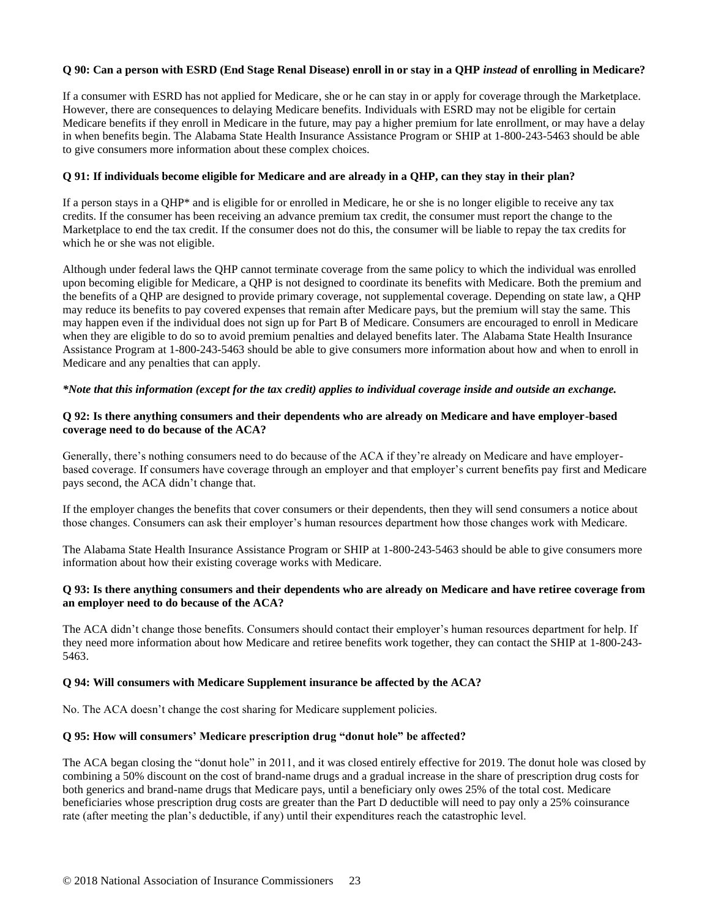**Q 90: Can a person with ESRD (End Stage Renal Disease) enroll in or stay in a QHP *instead* of enrolling in Medicare?**

If a consumer with ESRD has not applied for Medicare, she or he can stay in or apply for coverage through the Marketplace. However, there are consequences to delaying Medicare benefits. Individuals with ESRD may not be eligible for certain Medicare benefits if they enroll in Medicare in the future, may pay a higher premium for late enrollment, or may have a delay in when benefits begin. The Alabama State Health Insurance Assistance Program or SHIP at 1-800-243-5463 should be able to give consumers more information about these complex choices.

**Q 91: If individuals become eligible for Medicare and are already in a QHP, can they stay in their plan?**

If a person stays in a QHP* and is eligible for or enrolled in Medicare, he or she is no longer eligible to receive any tax credits. If the consumer has been receiving an advance premium tax credit, the consumer must report the change to the Marketplace to end the tax credit. If the consumer does not do this, the consumer will be liable to repay the tax credits for which he or she was not eligible.

Although under federal laws the QHP cannot terminate coverage from the same policy to which the individual was enrolled upon becoming eligible for Medicare, a QHP is not designed to coordinate its benefits with Medicare. Both the premium and the benefits of a QHP are designed to provide primary coverage, not supplemental coverage. Depending on state law, a QHP may reduce its benefits to pay covered expenses that remain after Medicare pays, but the premium will stay the same. This may happen even if the individual does not sign up for Part B of Medicare. Consumers are encouraged to enroll in Medicare when they are eligible to do so to avoid premium penalties and delayed benefits later. The Alabama State Health Insurance Assistance Program at 1-800-243-5463 should be able to give consumers more information about how and when to enroll in Medicare and any penalties that can apply.

***Note that this information (except for the tax credit) applies to individual coverage inside and outside an exchange.***

**Q 92: Is there anything consumers and their dependents who are already on Medicare and have employer-based coverage need to do because of the ACA?**

Generally, there's nothing consumers need to do because of the ACA if they're already on Medicare and have employer-based coverage. If consumers have coverage through an employer and that employer's current benefits pay first and Medicare pays second, the ACA didn't change that.

If the employer changes the benefits that cover consumers or their dependents, then they will send consumers a notice about those changes. Consumers can ask their employer's human resources department how those changes work with Medicare.

The Alabama State Health Insurance Assistance Program or SHIP at 1-800-243-5463 should be able to give consumers more information about how their existing coverage works with Medicare.

**Q 93: Is there anything consumers and their dependents who are already on Medicare and have retiree coverage from an employer need to do because of the ACA?**

The ACA didn't change those benefits. Consumers should contact their employer's human resources department for help. If they need more information about how Medicare and retiree benefits work together, they can contact the SHIP at 1-800-243-5463.

**Q 94: Will consumers with Medicare Supplement insurance be affected by the ACA?**

No. The ACA doesn't change the cost sharing for Medicare supplement policies.

**Q 95: How will consumers' Medicare prescription drug "donut hole" be affected?**

The ACA began closing the "donut hole" in 2011, and it was closed entirely effective for 2019. The donut hole was closed by combining a 50% discount on the cost of brand-name drugs and a gradual increase in the share of prescription drug costs for both generics and brand-name drugs that Medicare pays, until a beneficiary only owes 25% of the total cost. Medicare beneficiaries whose prescription drug costs are greater than the Part D deductible will need to pay only a 25% coinsurance rate (after meeting the plan's deductible, if any) until their expenditures reach the catastrophic level.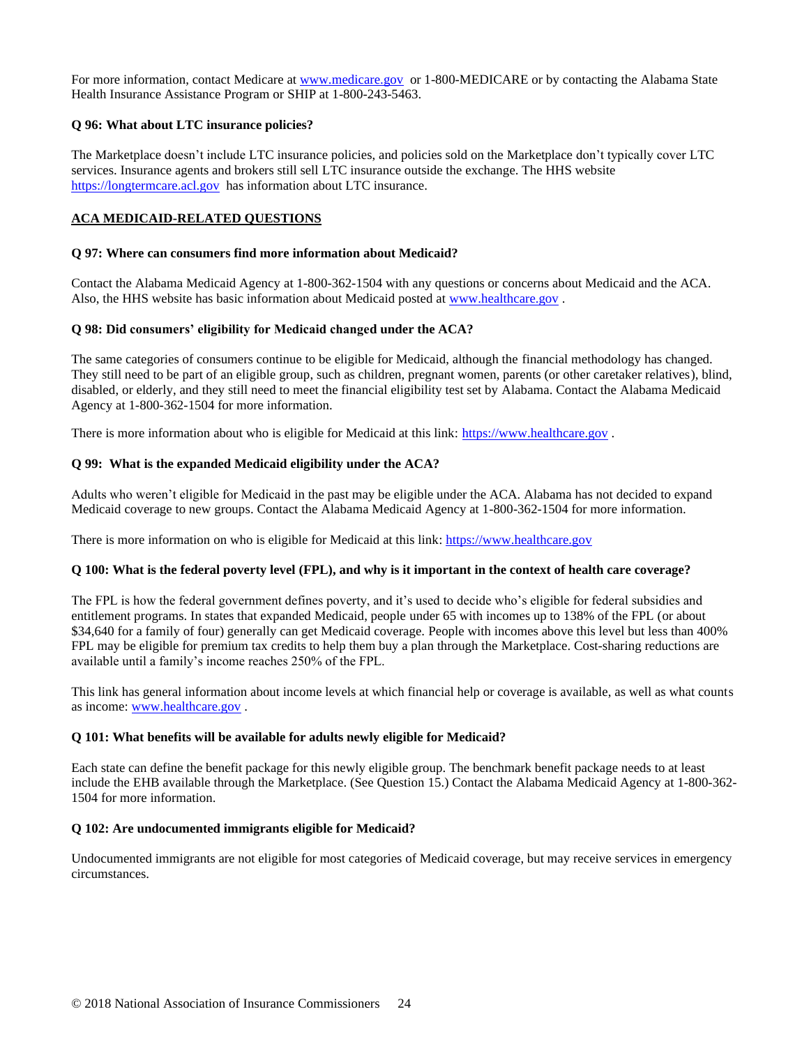For more information, contact Medicare at [www.medicare.gov](http://www.medicare.gov) or 1-800-MEDICARE or by contacting the Alabama State Health Insurance Assistance Program or SHIP at 1-800-243-5463.

**Q 96: What about LTC insurance policies?**

The Marketplace doesn't include LTC insurance policies, and policies sold on the Marketplace don't typically cover LTC services. Insurance agents and brokers still sell LTC insurance outside the exchange. The HHS website [https://longtermcare.acl.gov](https://longtermcare.acl.gov) has information about LTC insurance.

## ACA MEDICAID-RELATED QUESTIONS

**Q 97: Where can consumers find more information about Medicaid?**

Contact the Alabama Medicaid Agency at 1-800-362-1504 with any questions or concerns about Medicaid and the ACA. Also, the HHS website has basic information about Medicaid posted at [www.healthcare.gov](http://www.healthcare.gov) .

**Q 98: Did consumers' eligibility for Medicaid changed under the ACA?**

The same categories of consumers continue to be eligible for Medicaid, although the financial methodology has changed. They still need to be part of an eligible group, such as children, pregnant women, parents (or other caretaker relatives), blind, disabled, or elderly, and they still need to meet the financial eligibility test set by Alabama. Contact the Alabama Medicaid Agency at 1-800-362-1504 for more information.

There is more information about who is eligible for Medicaid at this link: [https://www.healthcare.gov](https://www.healthcare.gov) .

**Q 99: What is the expanded Medicaid eligibility under the ACA?**

Adults who weren't eligible for Medicaid in the past may be eligible under the ACA. Alabama has not decided to expand Medicaid coverage to new groups. Contact the Alabama Medicaid Agency at 1-800-362-1504 for more information.

There is more information on who is eligible for Medicaid at this link: [https://www.healthcare.gov](https://www.healthcare.gov)

**Q 100: What is the federal poverty level (FPL), and why is it important in the context of health care coverage?**

The FPL is how the federal government defines poverty, and it's used to decide who's eligible for federal subsidies and entitlement programs. In states that expanded Medicaid, people under 65 with incomes up to 138% of the FPL (or about $34,640 for a family of four) generally can get Medicaid coverage. People with incomes above this level but less than 400% FPL may be eligible for premium tax credits to help them buy a plan through the Marketplace. Cost-sharing reductions are available until a family's income reaches 250% of the FPL.

This link has general information about income levels at which financial help or coverage is available, as well as what counts as income: [www.healthcare.gov](http://www.healthcare.gov) .

**Q 101: What benefits will be available for adults newly eligible for Medicaid?**

Each state can define the benefit package for this newly eligible group. The benchmark benefit package needs to at least include the EHB available through the Marketplace. (See Question 15.) Contact the Alabama Medicaid Agency at 1-800-362-1504 for more information.

**Q 102: Are undocumented immigrants eligible for Medicaid?**

Undocumented immigrants are not eligible for most categories of Medicaid coverage, but may receive services in emergency circumstances.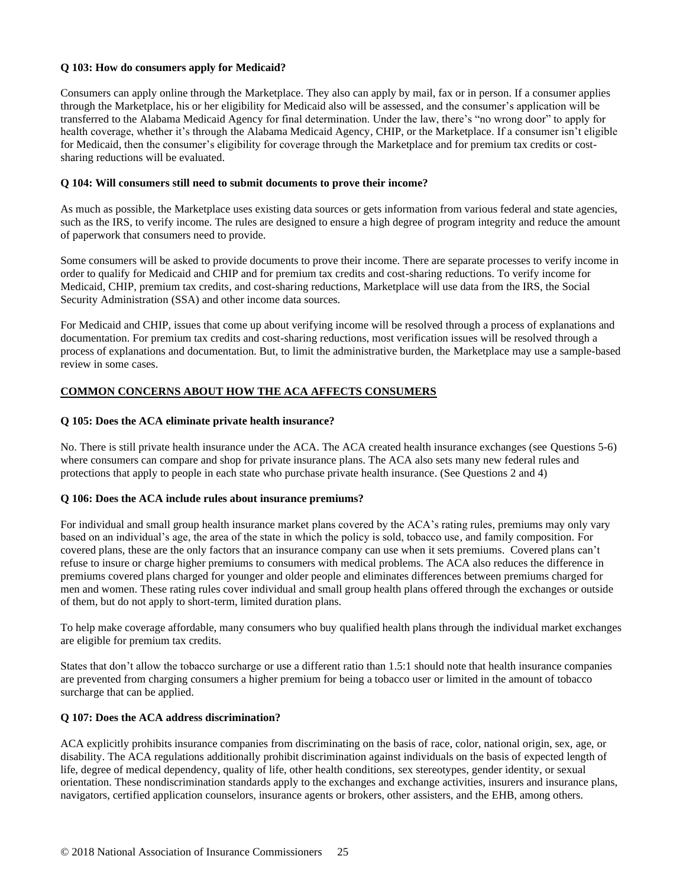**Q 103: How do consumers apply for Medicaid?**

Consumers can apply online through the Marketplace. They also can apply by mail, fax or in person. If a consumer applies through the Marketplace, his or her eligibility for Medicaid also will be assessed, and the consumer's application will be transferred to the Alabama Medicaid Agency for final determination. Under the law, there's "no wrong door" to apply for health coverage, whether it's through the Alabama Medicaid Agency, CHIP, or the Marketplace. If a consumer isn't eligible for Medicaid, then the consumer's eligibility for coverage through the Marketplace and for premium tax credits or cost-sharing reductions will be evaluated.

**Q 104: Will consumers still need to submit documents to prove their income?**

As much as possible, the Marketplace uses existing data sources or gets information from various federal and state agencies, such as the IRS, to verify income. The rules are designed to ensure a high degree of program integrity and reduce the amount of paperwork that consumers need to provide.

Some consumers will be asked to provide documents to prove their income. There are separate processes to verify income in order to qualify for Medicaid and CHIP and for premium tax credits and cost-sharing reductions. To verify income for Medicaid, CHIP, premium tax credits, and cost-sharing reductions, Marketplace will use data from the IRS, the Social Security Administration (SSA) and other income data sources.

For Medicaid and CHIP, issues that come up about verifying income will be resolved through a process of explanations and documentation. For premium tax credits and cost-sharing reductions, most verification issues will be resolved through a process of explanations and documentation. But, to limit the administrative burden, the Marketplace may use a sample-based review in some cases.

## COMMON CONCERNS ABOUT HOW THE ACA AFFECTS CONSUMERS

**Q 105: Does the ACA eliminate private health insurance?**

No. There is still private health insurance under the ACA. The ACA created health insurance exchanges (see Questions 5-6) where consumers can compare and shop for private insurance plans. The ACA also sets many new federal rules and protections that apply to people in each state who purchase private health insurance. (See Questions 2 and 4)

**Q 106: Does the ACA include rules about insurance premiums?**

For individual and small group health insurance market plans covered by the ACA's rating rules, premiums may only vary based on an individual's age, the area of the state in which the policy is sold, tobacco use, and family composition. For covered plans, these are the only factors that an insurance company can use when it sets premiums. Covered plans can't refuse to insure or charge higher premiums to consumers with medical problems. The ACA also reduces the difference in premiums covered plans charged for younger and older people and eliminates differences between premiums charged for men and women. These rating rules cover individual and small group health plans offered through the exchanges or outside of them, but do not apply to short-term, limited duration plans.

To help make coverage affordable, many consumers who buy qualified health plans through the individual market exchanges are eligible for premium tax credits.

States that don't allow the tobacco surcharge or use a different ratio than 1.5:1 should note that health insurance companies are prevented from charging consumers a higher premium for being a tobacco user or limited in the amount of tobacco surcharge that can be applied.

**Q 107: Does the ACA address discrimination?**

ACA explicitly prohibits insurance companies from discriminating on the basis of race, color, national origin, sex, age, or disability. The ACA regulations additionally prohibit discrimination against individuals on the basis of expected length of life, degree of medical dependency, quality of life, other health conditions, sex stereotypes, gender identity, or sexual orientation. These nondiscrimination standards apply to the exchanges and exchange activities, insurers and insurance plans, navigators, certified application counselors, insurance agents or brokers, other assisters, and the EHB, among others.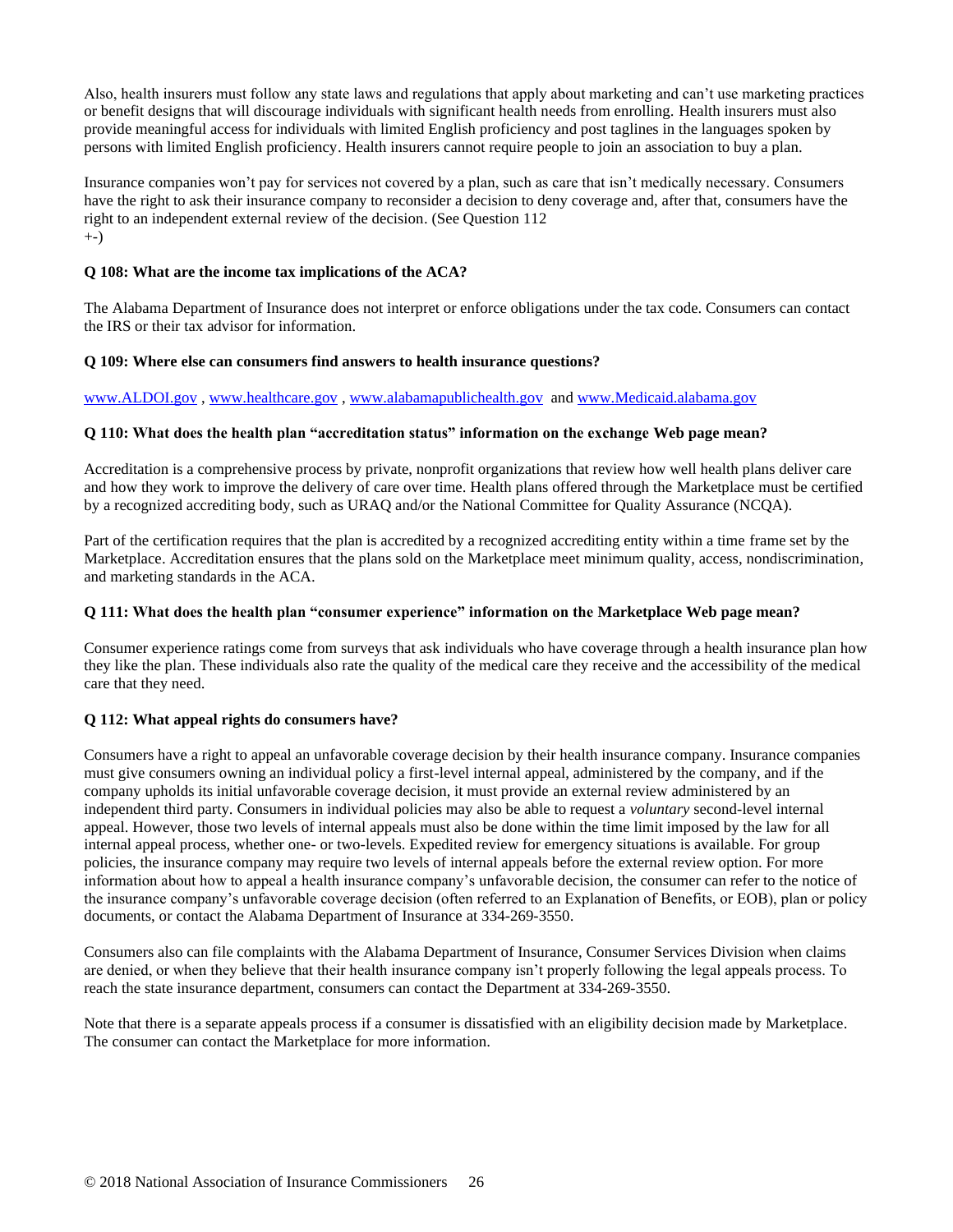Also, health insurers must follow any state laws and regulations that apply about marketing and can't use marketing practices or benefit designs that will discourage individuals with significant health needs from enrolling. Health insurers must also provide meaningful access for individuals with limited English proficiency and post taglines in the languages spoken by persons with limited English proficiency. Health insurers cannot require people to join an association to buy a plan.

Insurance companies won't pay for services not covered by a plan, such as care that isn't medically necessary. Consumers have the right to ask their insurance company to reconsider a decision to deny coverage and, after that, consumers have the right to an independent external review of the decision. (See Question 112
+-)

**Q 108: What are the income tax implications of the ACA?**

The Alabama Department of Insurance does not interpret or enforce obligations under the tax code. Consumers can contact the IRS or their tax advisor for information.

**Q 109: Where else can consumers find answers to health insurance questions?**

[www.ALDOI.gov](http://www.ALDOI.gov) , [www.healthcare.gov](http://www.healthcare.gov) , [www.alabamapublichealth.gov](http://www.alabamapublichealth.gov) and [www.Medicaid.alabama.gov](http://www.Medicaid.alabama.gov)

**Q 110: What does the health plan "accreditation status" information on the exchange Web page mean?**

Accreditation is a comprehensive process by private, nonprofit organizations that review how well health plans deliver care and how they work to improve the delivery of care over time. Health plans offered through the Marketplace must be certified by a recognized accrediting body, such as URAQ and/or the National Committee for Quality Assurance (NCQA).

Part of the certification requires that the plan is accredited by a recognized accrediting entity within a time frame set by the Marketplace. Accreditation ensures that the plans sold on the Marketplace meet minimum quality, access, nondiscrimination, and marketing standards in the ACA.

**Q 111: What does the health plan "consumer experience" information on the Marketplace Web page mean?**

Consumer experience ratings come from surveys that ask individuals who have coverage through a health insurance plan how they like the plan. These individuals also rate the quality of the medical care they receive and the accessibility of the medical care that they need.

**Q 112: What appeal rights do consumers have?**

Consumers have a right to appeal an unfavorable coverage decision by their health insurance company. Insurance companies must give consumers owning an individual policy a first-level internal appeal, administered by the company, and if the company upholds its initial unfavorable coverage decision, it must provide an external review administered by an independent third party. Consumers in individual policies may also be able to request a *voluntary* second-level internal appeal. However, those two levels of internal appeals must also be done within the time limit imposed by the law for all internal appeal process, whether one- or two-levels. Expedited review for emergency situations is available. For group policies, the insurance company may require two levels of internal appeals before the external review option. For more information about how to appeal a health insurance company's unfavorable decision, the consumer can refer to the notice of the insurance company's unfavorable coverage decision (often referred to an Explanation of Benefits, or EOB), plan or policy documents, or contact the Alabama Department of Insurance at 334-269-3550.

Consumers also can file complaints with the Alabama Department of Insurance, Consumer Services Division when claims are denied, or when they believe that their health insurance company isn't properly following the legal appeals process. To reach the state insurance department, consumers can contact the Department at 334-269-3550.

Note that there is a separate appeals process if a consumer is dissatisfied with an eligibility decision made by Marketplace. The consumer can contact the Marketplace for more information.

© 2018 National Association of Insurance Commissioners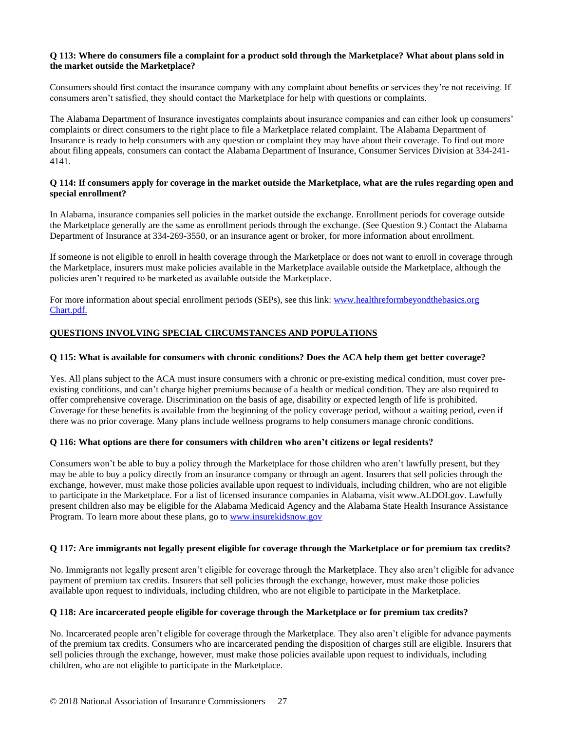**Q 113: Where do consumers file a complaint for a product sold through the Marketplace? What about plans sold in the market outside the Marketplace?**

Consumers should first contact the insurance company with any complaint about benefits or services they're not receiving. If consumers aren't satisfied, they should contact the Marketplace for help with questions or complaints.

The Alabama Department of Insurance investigates complaints about insurance companies and can either look up consumers' complaints or direct consumers to the right place to file a Marketplace related complaint. The Alabama Department of Insurance is ready to help consumers with any question or complaint they may have about their coverage. To find out more about filing appeals, consumers can contact the Alabama Department of Insurance, Consumer Services Division at 334-241-4141.

**Q 114: If consumers apply for coverage in the market outside the Marketplace, what are the rules regarding open and special enrollment?**

In Alabama, insurance companies sell policies in the market outside the exchange. Enrollment periods for coverage outside the Marketplace generally are the same as enrollment periods through the exchange. (See Question 9.) Contact the Alabama Department of Insurance at 334-269-3550, or an insurance agent or broker, for more information about enrollment.

If someone is not eligible to enroll in health coverage through the Marketplace or does not want to enroll in coverage through the Marketplace, insurers must make policies available in the Marketplace available outside the Marketplace, although the policies aren't required to be marketed as available outside the Marketplace.

For more information about special enrollment periods (SEPs), see this link: [www.healthreformbeyondthebasics.org Chart.pdf.](www.healthreformbeyondthebasics.org)

## QUESTIONS INVOLVING SPECIAL CIRCUMSTANCES AND POPULATIONS

**Q 115: What is available for consumers with chronic conditions? Does the ACA help them get better coverage?**

Yes. All plans subject to the ACA must insure consumers with a chronic or pre-existing medical condition, must cover pre-existing conditions, and can't charge higher premiums because of a health or medical condition. They are also required to offer comprehensive coverage. Discrimination on the basis of age, disability or expected length of life is prohibited. Coverage for these benefits is available from the beginning of the policy coverage period, without a waiting period, even if there was no prior coverage. Many plans include wellness programs to help consumers manage chronic conditions.

**Q 116: What options are there for consumers with children who aren't citizens or legal residents?**

Consumers won't be able to buy a policy through the Marketplace for those children who aren't lawfully present, but they may be able to buy a policy directly from an insurance company or through an agent. Insurers that sell policies through the exchange, however, must make those policies available upon request to individuals, including children, who are not eligible to participate in the Marketplace. For a list of licensed insurance companies in Alabama, visit www.ALDOI.gov. Lawfully present children also may be eligible for the Alabama Medicaid Agency and the Alabama State Health Insurance Assistance Program. To learn more about these plans, go to [www.insurekidsnow.gov](www.insurekidsnow.gov)

**Q 117: Are immigrants not legally present eligible for coverage through the Marketplace or for premium tax credits?**

No. Immigrants not legally present aren't eligible for coverage through the Marketplace. They also aren't eligible for advance payment of premium tax credits. Insurers that sell policies through the exchange, however, must make those policies available upon request to individuals, including children, who are not eligible to participate in the Marketplace.

**Q 118: Are incarcerated people eligible for coverage through the Marketplace or for premium tax credits?**

No. Incarcerated people aren't eligible for coverage through the Marketplace. They also aren't eligible for advance payments of the premium tax credits. Consumers who are incarcerated pending the disposition of charges still are eligible. Insurers that sell policies through the exchange, however, must make those policies available upon request to individuals, including children, who are not eligible to participate in the Marketplace.

© 2018 National Association of Insurance Commissioners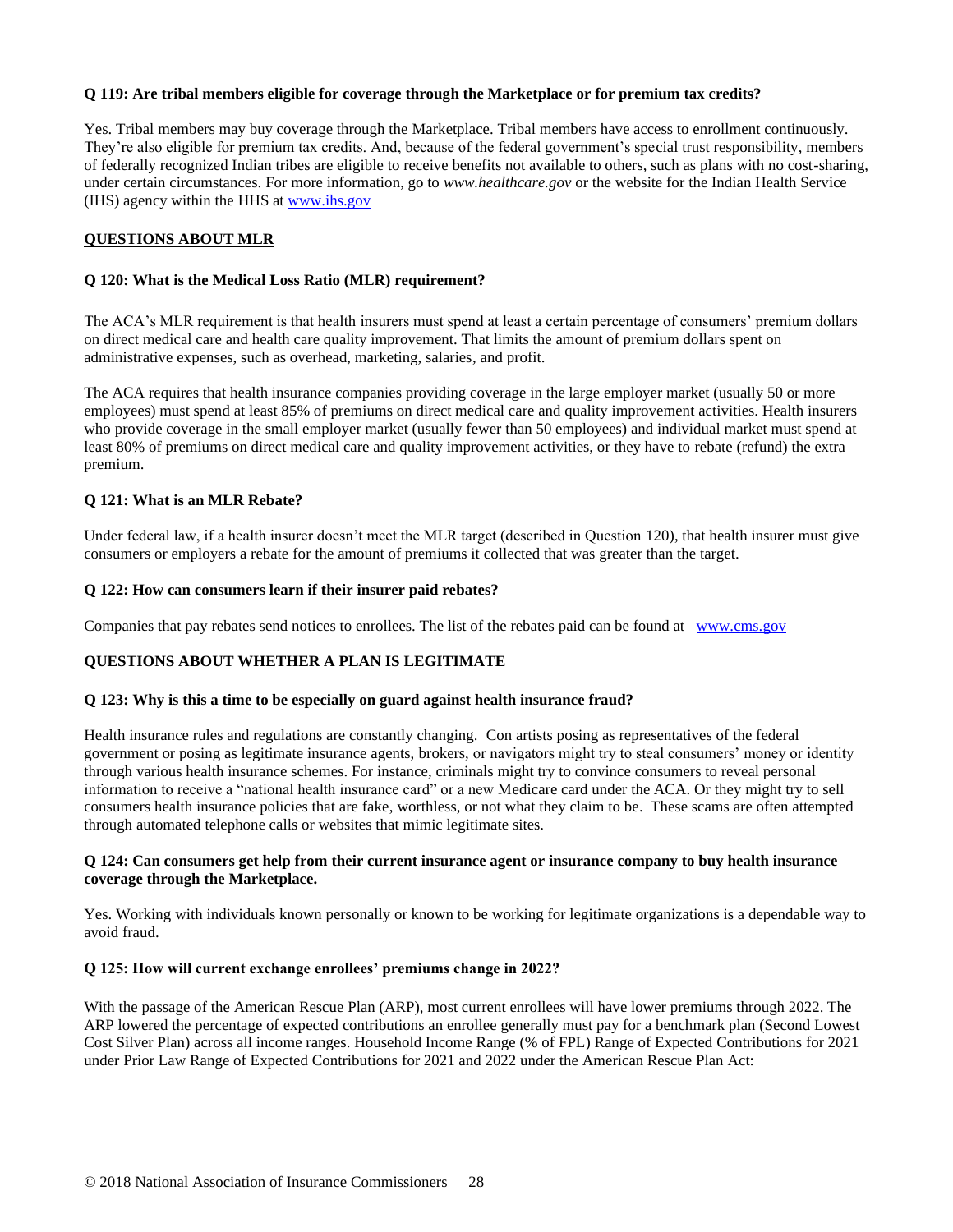**Q 119: Are tribal members eligible for coverage through the Marketplace or for premium tax credits?**

Yes. Tribal members may buy coverage through the Marketplace. Tribal members have access to enrollment continuously. They're also eligible for premium tax credits. And, because of the federal government's special trust responsibility, members of federally recognized Indian tribes are eligible to receive benefits not available to others, such as plans with no cost-sharing, under certain circumstances. For more information, go to *www.healthcare.gov* or the website for the Indian Health Service (IHS) agency within the HHS at [www.ihs.gov](http://www.ihs.gov)

**QUESTIONS ABOUT MLR**

**Q 120: What is the Medical Loss Ratio (MLR) requirement?**

The ACA's MLR requirement is that health insurers must spend at least a certain percentage of consumers' premium dollars on direct medical care and health care quality improvement. That limits the amount of premium dollars spent on administrative expenses, such as overhead, marketing, salaries, and profit.

The ACA requires that health insurance companies providing coverage in the large employer market (usually 50 or more employees) must spend at least 85% of premiums on direct medical care and quality improvement activities. Health insurers who provide coverage in the small employer market (usually fewer than 50 employees) and individual market must spend at least 80% of premiums on direct medical care and quality improvement activities, or they have to rebate (refund) the extra premium.

**Q 121: What is an MLR Rebate?**

Under federal law, if a health insurer doesn't meet the MLR target (described in Question 120), that health insurer must give consumers or employers a rebate for the amount of premiums it collected that was greater than the target.

**Q 122: How can consumers learn if their insurer paid rebates?**

Companies that pay rebates send notices to enrollees. The list of the rebates paid can be found at [www.cms.gov](http://www.cms.gov)

**QUESTIONS ABOUT WHETHER A PLAN IS LEGITIMATE**

**Q 123: Why is this a time to be especially on guard against health insurance fraud?**

Health insurance rules and regulations are constantly changing. Con artists posing as representatives of the federal government or posing as legitimate insurance agents, brokers, or navigators might try to steal consumers' money or identity through various health insurance schemes. For instance, criminals might try to convince consumers to reveal personal information to receive a "national health insurance card" or a new Medicare card under the ACA. Or they might try to sell consumers health insurance policies that are fake, worthless, or not what they claim to be. These scams are often attempted through automated telephone calls or websites that mimic legitimate sites.

**Q 124: Can consumers get help from their current insurance agent or insurance company to buy health insurance coverage through the Marketplace.**

Yes. Working with individuals known personally or known to be working for legitimate organizations is a dependable way to avoid fraud.

**Q 125: How will current exchange enrollees' premiums change in 2022?**

With the passage of the American Rescue Plan (ARP), most current enrollees will have lower premiums through 2022. The ARP lowered the percentage of expected contributions an enrollee generally must pay for a benchmark plan (Second Lowest Cost Silver Plan) across all income ranges. Household Income Range (% of FPL) Range of Expected Contributions for 2021 under Prior Law Range of Expected Contributions for 2021 and 2022 under the American Rescue Plan Act: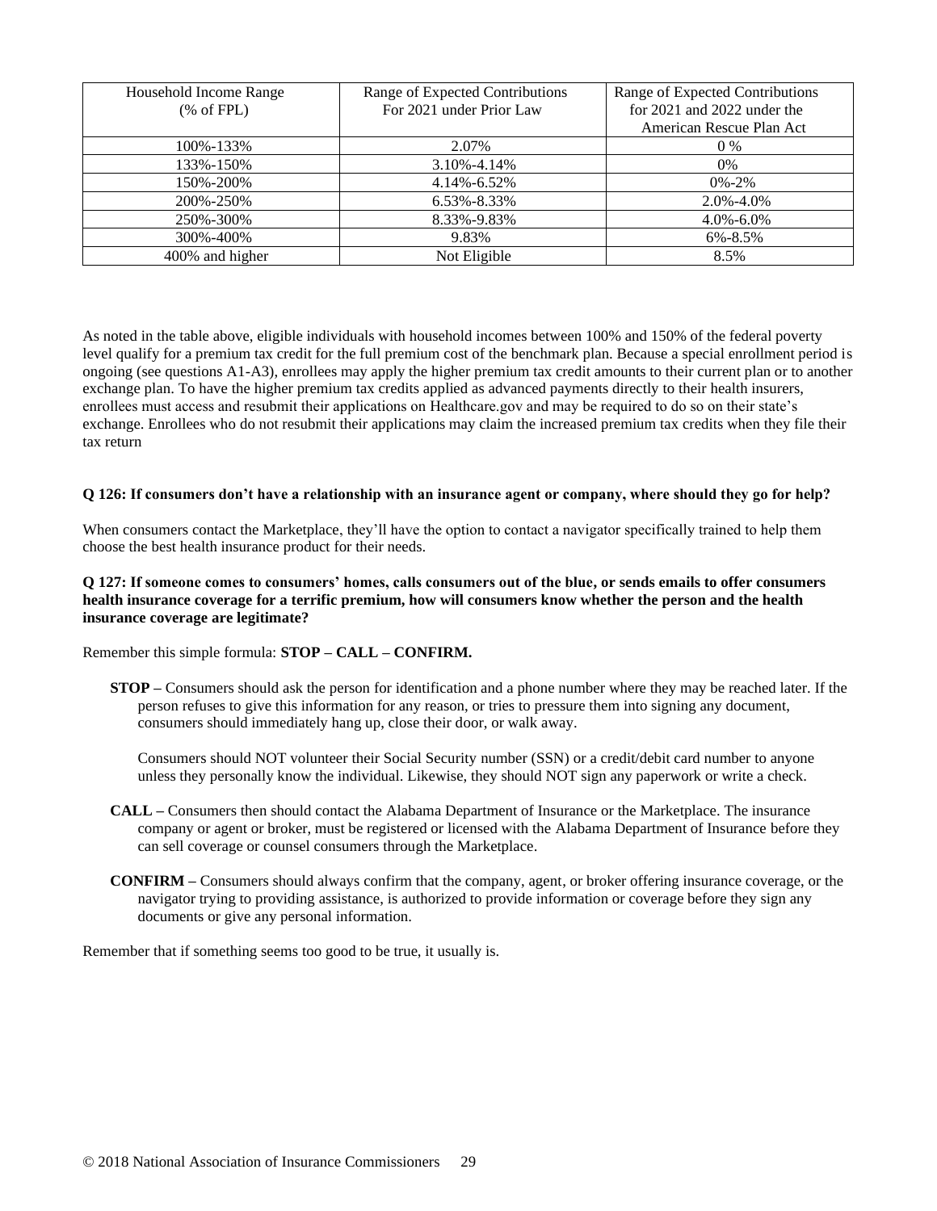| Household Income Range (% of FPL) | Range of Expected Contributions For 2021 under Prior Law | Range of Expected Contributions for 2021 and 2022 under the American Rescue Plan Act |
|---|---|---|
| 100%-133% | 2.07% | 0 % |
| 133%-150% | 3.10%-4.14% | 0% |
| 150%-200% | 4.14%-6.52% | 0%-2% |
| 200%-250% | 6.53%-8.33% | 2.0%-4.0% |
| 250%-300% | 8.33%-9.83% | 4.0%-6.0% |
| 300%-400% | 9.83% | 6%-8.5% |
| 400% and higher | Not Eligible | 8.5% |

As noted in the table above, eligible individuals with household incomes between 100% and 150% of the federal poverty level qualify for a premium tax credit for the full premium cost of the benchmark plan. Because a special enrollment period is ongoing (see questions A1-A3), enrollees may apply the higher premium tax credit amounts to their current plan or to another exchange plan. To have the higher premium tax credits applied as advanced payments directly to their health insurers, enrollees must access and resubmit their applications on Healthcare.gov and may be required to do so on their state's exchange. Enrollees who do not resubmit their applications may claim the increased premium tax credits when they file their tax return

**Q 126: If consumers don't have a relationship with an insurance agent or company, where should they go for help?**

When consumers contact the Marketplace, they'll have the option to contact a navigator specifically trained to help them choose the best health insurance product for their needs.

**Q 127: If someone comes to consumers' homes, calls consumers out of the blue, or sends emails to offer consumers health insurance coverage for a terrific premium, how will consumers know whether the person and the health insurance coverage are legitimate?**

Remember this simple formula: **STOP – CALL – CONFIRM.**

**STOP –** Consumers should ask the person for identification and a phone number where they may be reached later. If the person refuses to give this information for any reason, or tries to pressure them into signing any document, consumers should immediately hang up, close their door, or walk away.

Consumers should NOT volunteer their Social Security number (SSN) or a credit/debit card number to anyone unless they personally know the individual. Likewise, they should NOT sign any paperwork or write a check.

**CALL –** Consumers then should contact the Alabama Department of Insurance or the Marketplace. The insurance company or agent or broker, must be registered or licensed with the Alabama Department of Insurance before they can sell coverage or counsel consumers through the Marketplace.

**CONFIRM –** Consumers should always confirm that the company, agent, or broker offering insurance coverage, or the navigator trying to providing assistance, is authorized to provide information or coverage before they sign any documents or give any personal information.

Remember that if something seems too good to be true, it usually is.

© 2018 National Association of Insurance Commissioners